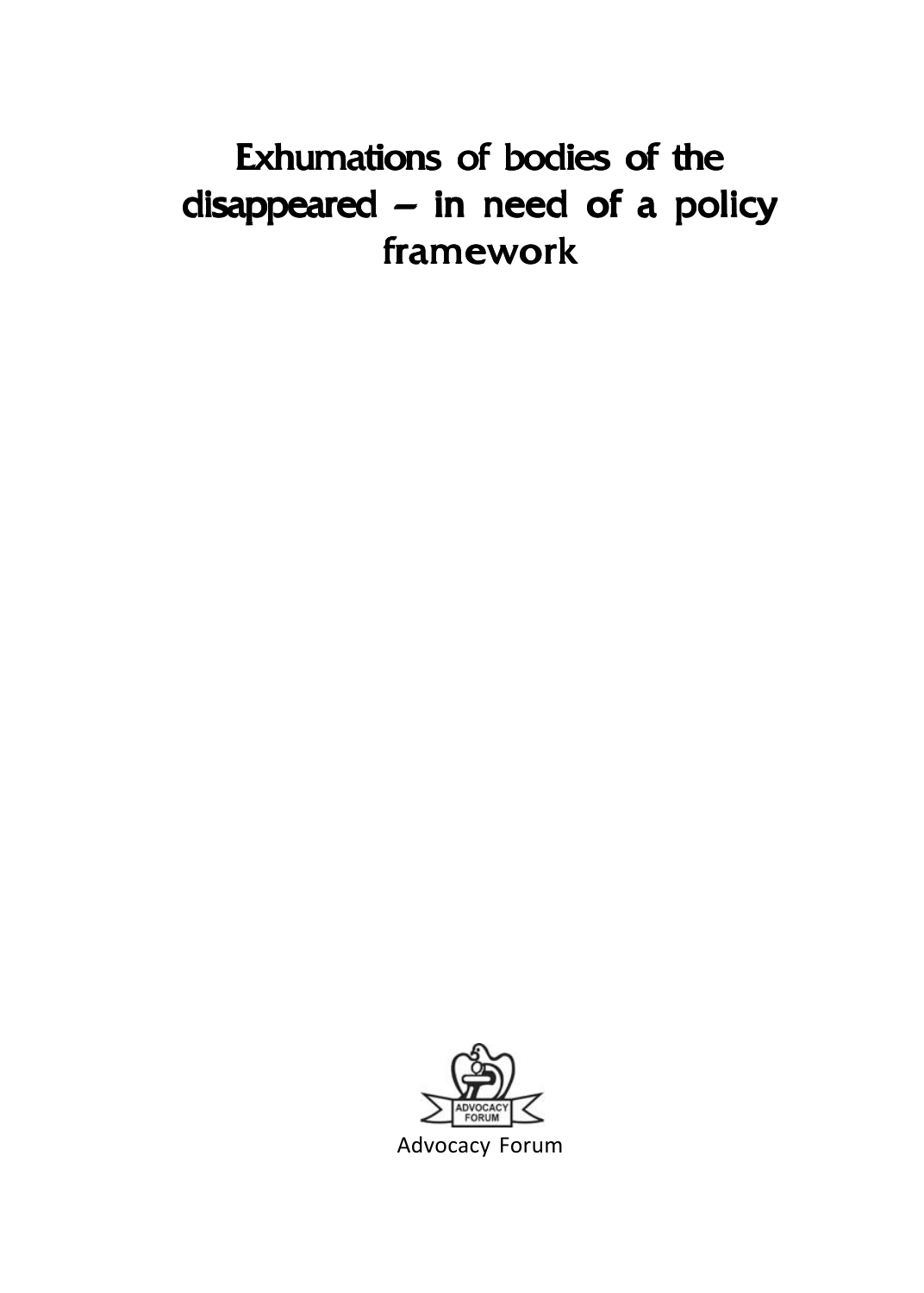# Exhumations of bodies of the disappeared – in need of a policy framework

Advocacy Forum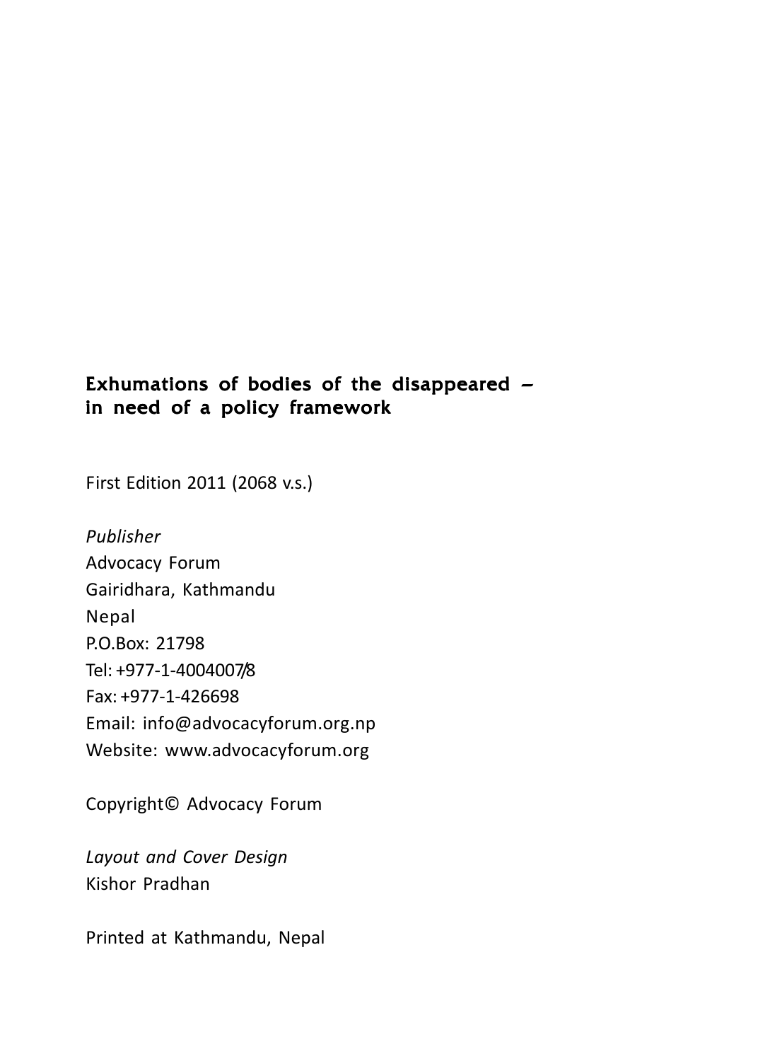**Exhumations of bodies of the disappeared – in need of a policy framework**

First Edition 2011 (2068 v.s.)

*Publisher*
Advocacy Forum
Gairidhara, Kathmandu
Nepal
P.O.Box: 21798
Tel: +977-1-4004007/8
Fax: +977-1-426698
Email: info@advocacyforum.org.np
Website: www.advocacyforum.org

Copyright© Advocacy Forum

*Layout and Cover Design*
Kishor Pradhan

Printed at Kathmandu, Nepal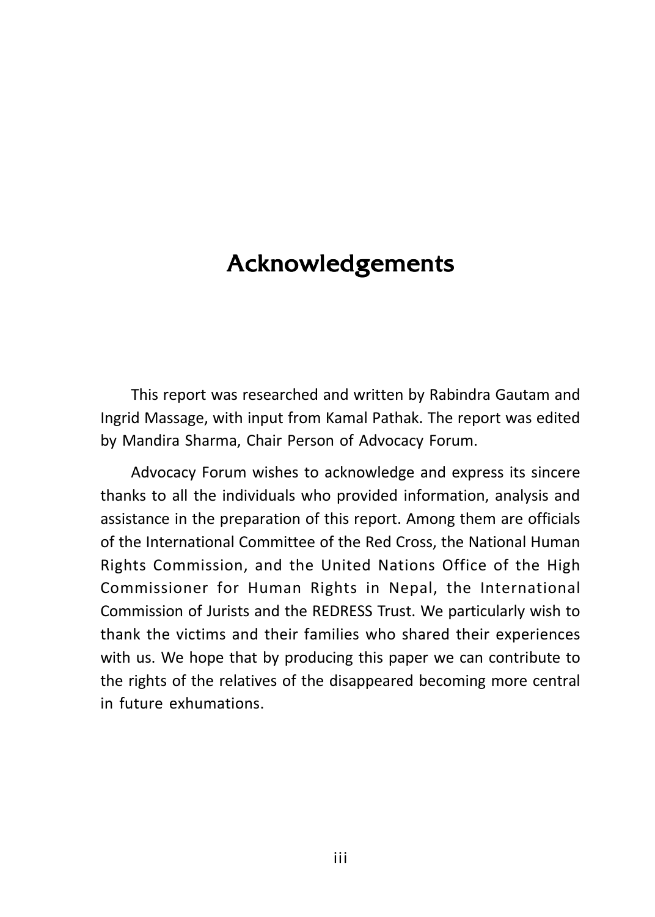# Acknowledgements

This report was researched and written by Rabindra Gautam and Ingrid Massage, with input from Kamal Pathak. The report was edited by Mandira Sharma, Chair Person of Advocacy Forum.

Advocacy Forum wishes to acknowledge and express its sincere thanks to all the individuals who provided information, analysis and assistance in the preparation of this report. Among them are officials of the International Committee of the Red Cross, the National Human Rights Commission, and the United Nations Office of the High Commissioner for Human Rights in Nepal, the International Commission of Jurists and the REDRESS Trust. We particularly wish to thank the victims and their families who shared their experiences with us. We hope that by producing this paper we can contribute to the rights of the relatives of the disappeared becoming more central in future exhumations.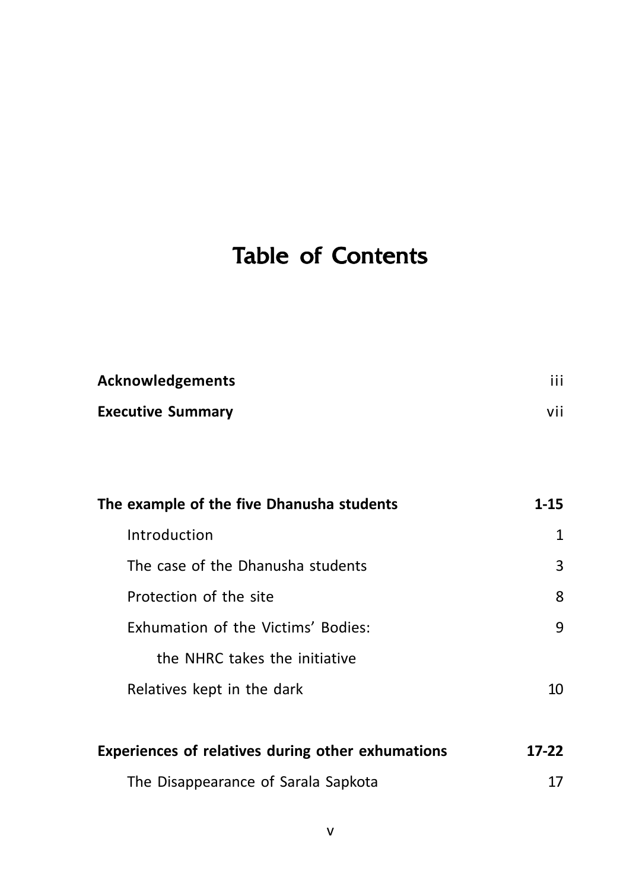# Table of Contents

| | |
|---|---|
| **Acknowledgements** | iii |
| **Executive Summary** | vii |
| | |
| **The example of the five Dhanusha students** | **1-15** |
| Introduction | 1 |
| The case of the Dhanusha students | 3 |
| Protection of the site | 8 |
| Exhumation of the Victims' Bodies: the NHRC takes the initiative | 9 |
| Relatives kept in the dark | 10 |
| | |
| **Experiences of relatives during other exhumations** | **17-22** |
| The Disappearance of Sarala Sapkota | 17 |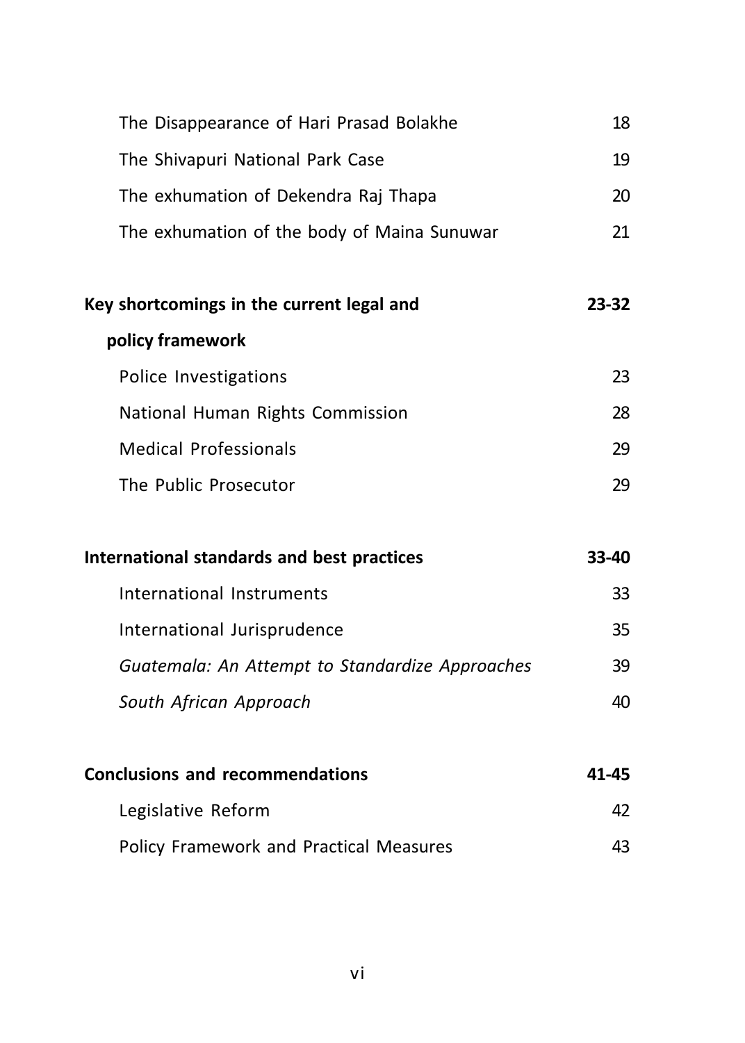| | |
|---|---|
| The Disappearance of Hari Prasad Bolakhe | 18 |
| The Shivapuri National Park Case | 19 |
| The exhumation of Dekendra Raj Thapa | 20 |
| The exhumation of the body of Maina Sunuwar | 21 |
| **Key shortcomings in the current legal and policy framework** | **23-32** |
| Police Investigations | 23 |
| National Human Rights Commission | 28 |
| Medical Professionals | 29 |
| The Public Prosecutor | 29 |
| **International standards and best practices** | **33-40** |
| International Instruments | 33 |
| International Jurisprudence | 35 |
| *Guatemala: An Attempt to Standardize Approaches* | 39 |
| *South African Approach* | 40 |
| **Conclusions and recommendations** | **41-45** |
| Legislative Reform | 42 |
| Policy Framework and Practical Measures | 43 |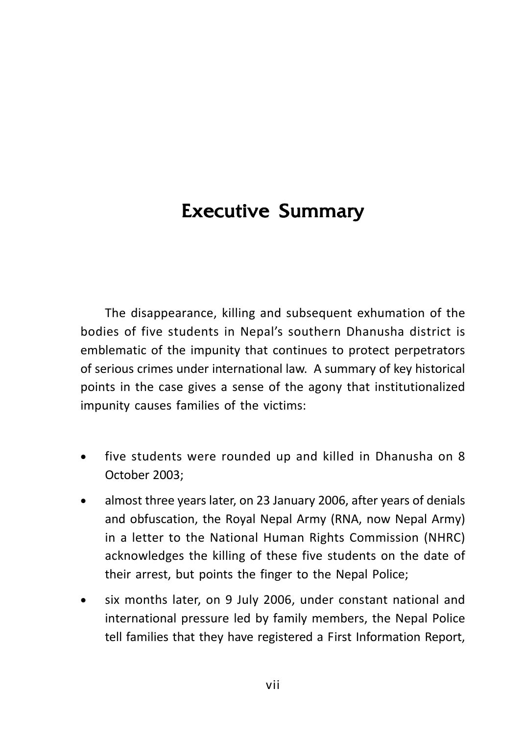# Executive Summary

The disappearance, killing and subsequent exhumation of the bodies of five students in Nepal's southern Dhanusha district is emblematic of the impunity that continues to protect perpetrators of serious crimes under international law. A summary of key historical points in the case gives a sense of the agony that institutionalized impunity causes families of the victims:

- five students were rounded up and killed in Dhanusha on 8 October 2003;
- almost three years later, on 23 January 2006, after years of denials and obfuscation, the Royal Nepal Army (RNA, now Nepal Army) in a letter to the National Human Rights Commission (NHRC) acknowledges the killing of these five students on the date of their arrest, but points the finger to the Nepal Police;
- six months later, on 9 July 2006, under constant national and international pressure led by family members, the Nepal Police tell families that they have registered a First Information Report,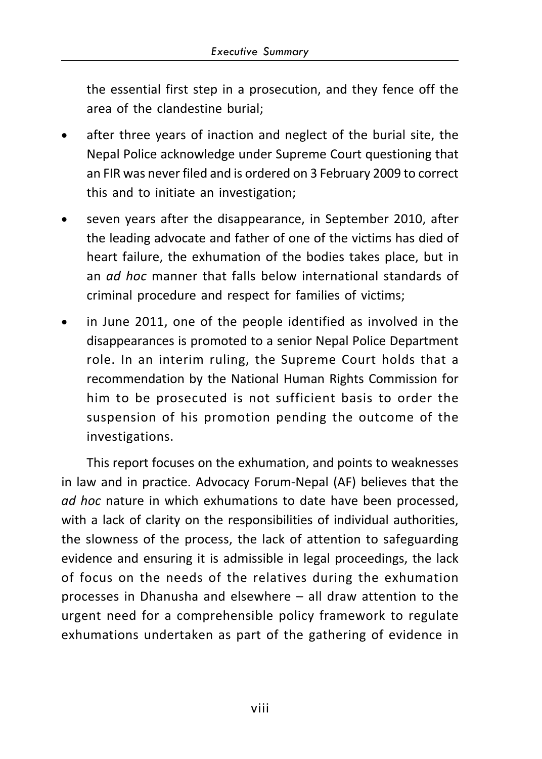the essential first step in a prosecution, and they fence off the area of the clandestine burial;

- after three years of inaction and neglect of the burial site, the Nepal Police acknowledge under Supreme Court questioning that an FIR was never filed and is ordered on 3 February 2009 to correct this and to initiate an investigation;
- seven years after the disappearance, in September 2010, after the leading advocate and father of one of the victims has died of heart failure, the exhumation of the bodies takes place, but in an *ad hoc* manner that falls below international standards of criminal procedure and respect for families of victims;
- in June 2011, one of the people identified as involved in the disappearances is promoted to a senior Nepal Police Department role. In an interim ruling, the Supreme Court holds that a recommendation by the National Human Rights Commission for him to be prosecuted is not sufficient basis to order the suspension of his promotion pending the outcome of the investigations.

This report focuses on the exhumation, and points to weaknesses in law and in practice. Advocacy Forum-Nepal (AF) believes that the *ad hoc* nature in which exhumations to date have been processed, with a lack of clarity on the responsibilities of individual authorities, the slowness of the process, the lack of attention to safeguarding evidence and ensuring it is admissible in legal proceedings, the lack of focus on the needs of the relatives during the exhumation processes in Dhanusha and elsewhere – all draw attention to the urgent need for a comprehensible policy framework to regulate exhumations undertaken as part of the gathering of evidence in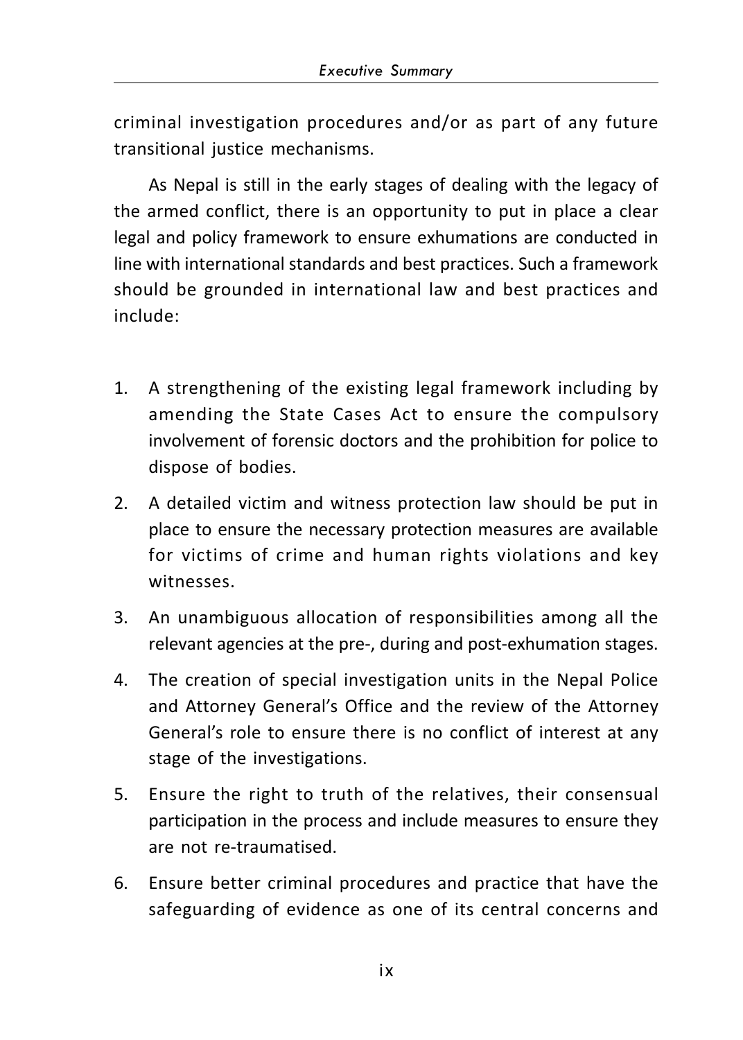criminal investigation procedures and/or as part of any future transitional justice mechanisms.

As Nepal is still in the early stages of dealing with the legacy of the armed conflict, there is an opportunity to put in place a clear legal and policy framework to ensure exhumations are conducted in line with international standards and best practices. Such a framework should be grounded in international law and best practices and include:

1. A strengthening of the existing legal framework including by amending the State Cases Act to ensure the compulsory involvement of forensic doctors and the prohibition for police to dispose of bodies.
2. A detailed victim and witness protection law should be put in place to ensure the necessary protection measures are available for victims of crime and human rights violations and key witnesses.
3. An unambiguous allocation of responsibilities among all the relevant agencies at the pre-, during and post-exhumation stages.
4. The creation of special investigation units in the Nepal Police and Attorney General's Office and the review of the Attorney General's role to ensure there is no conflict of interest at any stage of the investigations.
5. Ensure the right to truth of the relatives, their consensual participation in the process and include measures to ensure they are not re-traumatised.
6. Ensure better criminal procedures and practice that have the safeguarding of evidence as one of its central concerns and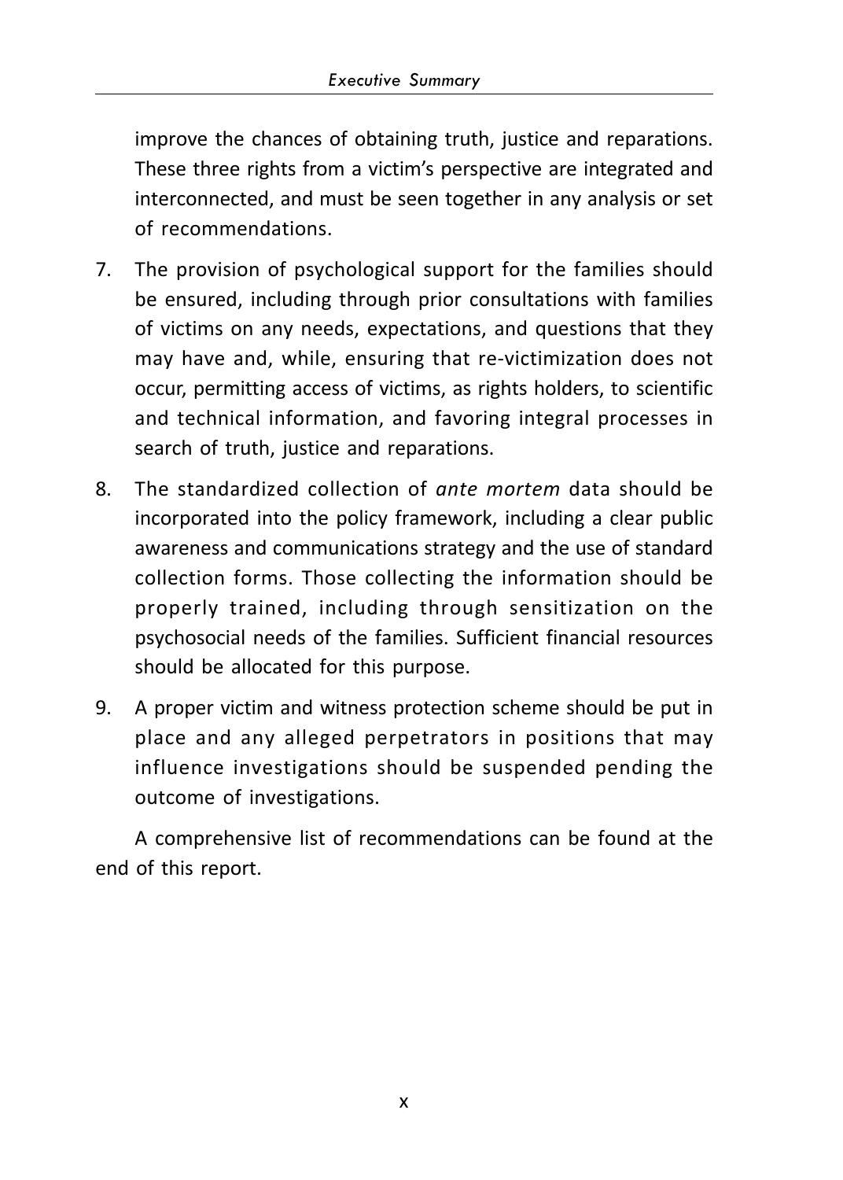improve the chances of obtaining truth, justice and reparations. These three rights from a victim's perspective are integrated and interconnected, and must be seen together in any analysis or set of recommendations.

7. The provision of psychological support for the families should be ensured, including through prior consultations with families of victims on any needs, expectations, and questions that they may have and, while, ensuring that re-victimization does not occur, permitting access of victims, as rights holders, to scientific and technical information, and favoring integral processes in search of truth, justice and reparations.

8. The standardized collection of *ante mortem* data should be incorporated into the policy framework, including a clear public awareness and communications strategy and the use of standard collection forms. Those collecting the information should be properly trained, including through sensitization on the psychosocial needs of the families. Sufficient financial resources should be allocated for this purpose.

9. A proper victim and witness protection scheme should be put in place and any alleged perpetrators in positions that may influence investigations should be suspended pending the outcome of investigations.

A comprehensive list of recommendations can be found at the end of this report.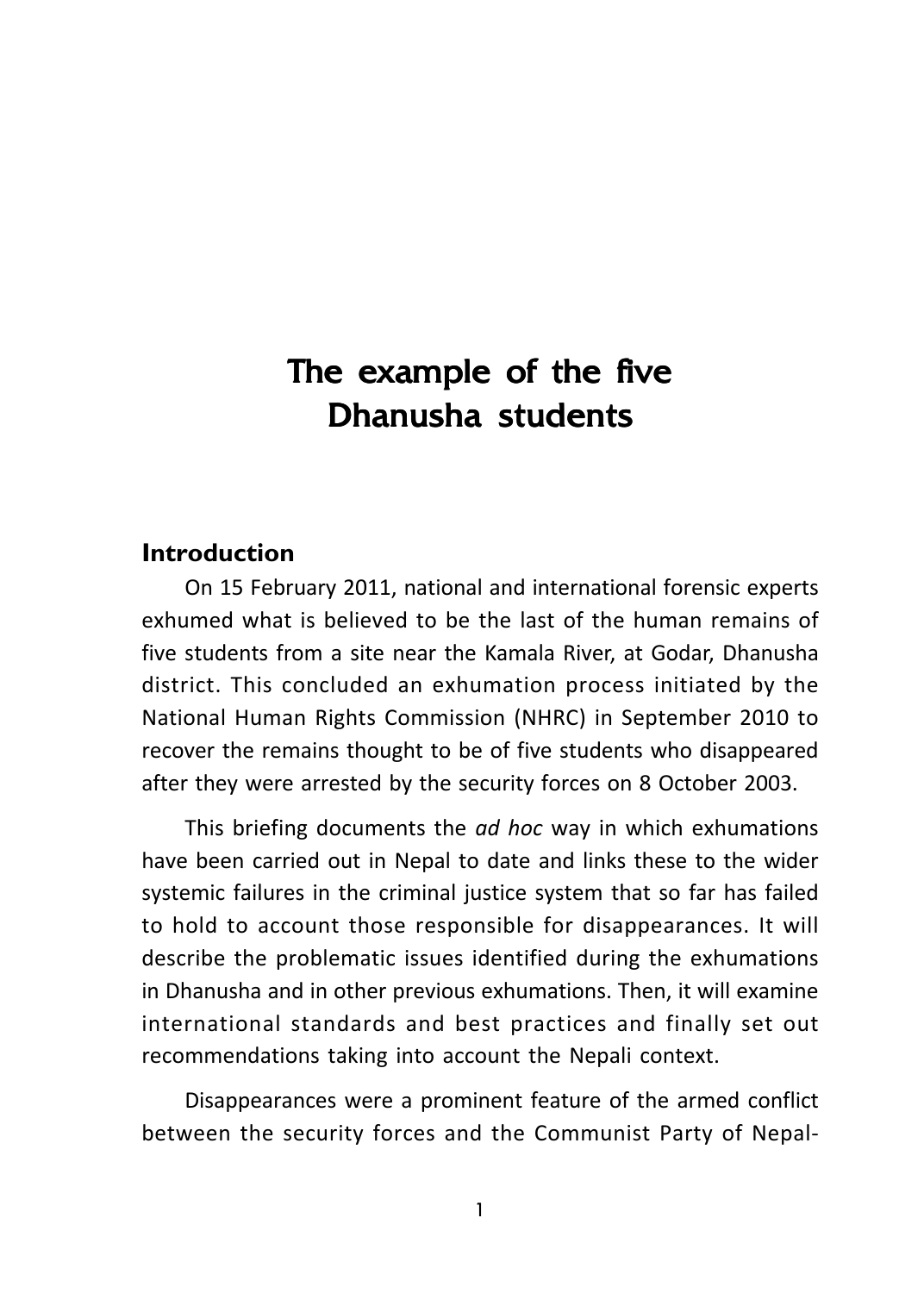# The example of the five Dhanusha students

## Introduction

On 15 February 2011, national and international forensic experts exhumed what is believed to be the last of the human remains of five students from a site near the Kamala River, at Godar, Dhanusha district. This concluded an exhumation process initiated by the National Human Rights Commission (NHRC) in September 2010 to recover the remains thought to be of five students who disappeared after they were arrested by the security forces on 8 October 2003.

This briefing documents the *ad hoc* way in which exhumations have been carried out in Nepal to date and links these to the wider systemic failures in the criminal justice system that so far has failed to hold to account those responsible for disappearances. It will describe the problematic issues identified during the exhumations in Dhanusha and in other previous exhumations. Then, it will examine international standards and best practices and finally set out recommendations taking into account the Nepali context.

Disappearances were a prominent feature of the armed conflict between the security forces and the Communist Party of Nepal-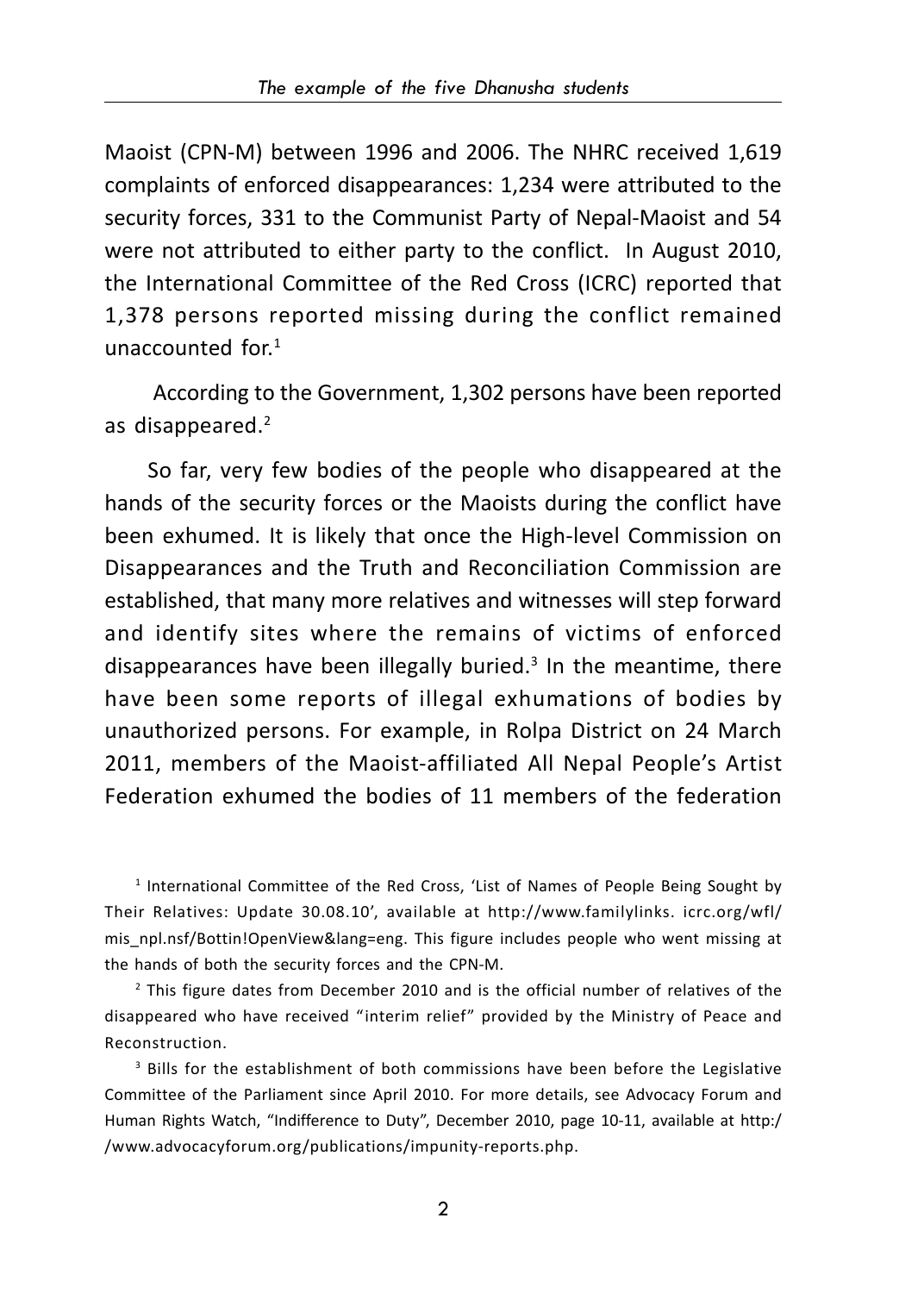Maoist (CPN-M) between 1996 and 2006. The NHRC received 1,619 complaints of enforced disappearances: 1,234 were attributed to the security forces, 331 to the Communist Party of Nepal-Maoist and 54 were not attributed to either party to the conflict. In August 2010, the International Committee of the Red Cross (ICRC) reported that 1,378 persons reported missing during the conflict remained unaccounted for.[1]

According to the Government, 1,302 persons have been reported as disappeared.[2]

So far, very few bodies of the people who disappeared at the hands of the security forces or the Maoists during the conflict have been exhumed. It is likely that once the High-level Commission on Disappearances and the Truth and Reconciliation Commission are established, that many more relatives and witnesses will step forward and identify sites where the remains of victims of enforced disappearances have been illegally buried.[3] In the meantime, there have been some reports of illegal exhumations of bodies by unauthorized persons. For example, in Rolpa District on 24 March 2011, members of the Maoist-affiliated All Nepal People's Artist Federation exhumed the bodies of 11 members of the federation

[1] International Committee of the Red Cross, 'List of Names of People Being Sought by Their Relatives: Update 30.08.10', available at http://www.familylinks. icrc.org/wfl/mis_npl.nsf/Bottin!OpenView&lang=eng. This figure includes people who went missing at the hands of both the security forces and the CPN-M.

[2] This figure dates from December 2010 and is the official number of relatives of the disappeared who have received "interim relief" provided by the Ministry of Peace and Reconstruction.

[3] Bills for the establishment of both commissions have been before the Legislative Committee of the Parliament since April 2010. For more details, see Advocacy Forum and Human Rights Watch, "Indifference to Duty", December 2010, page 10-11, available at http://www.advocacyforum.org/publications/impunity-reports.php.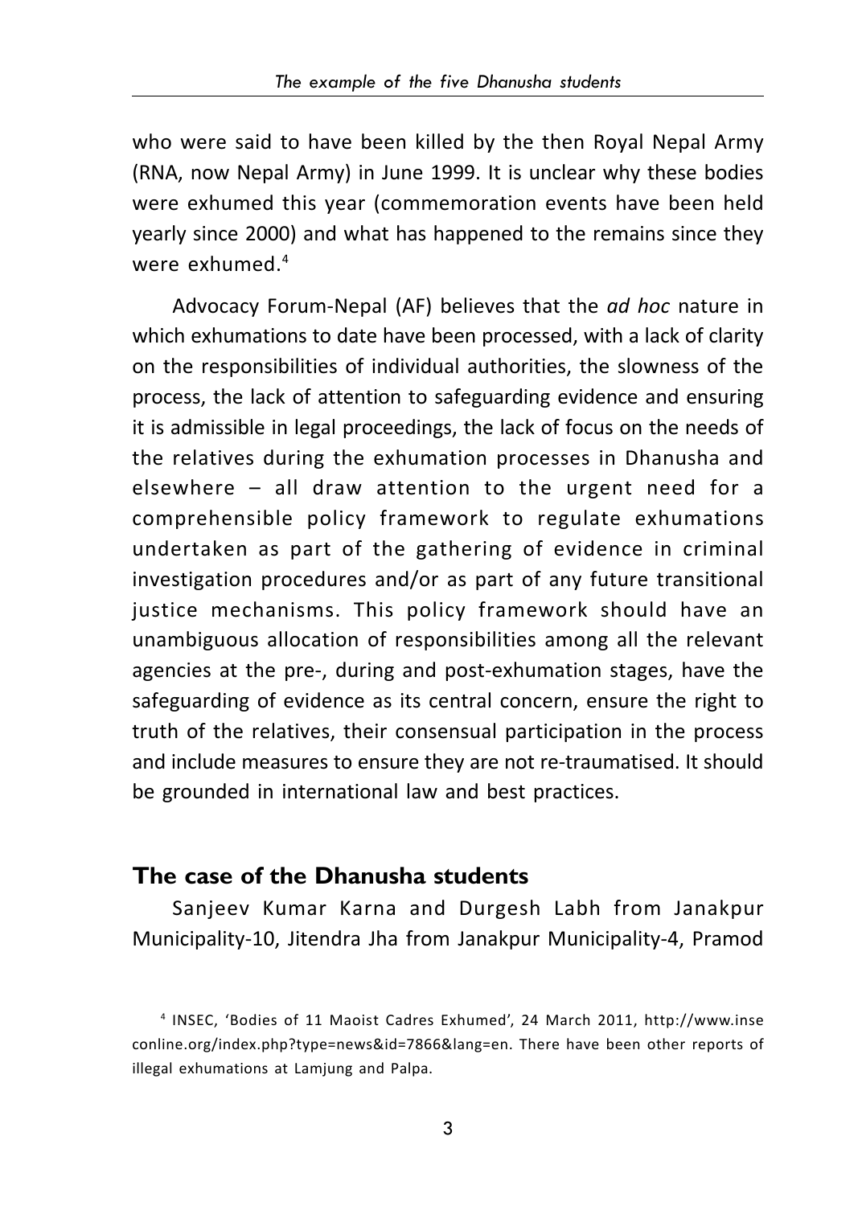who were said to have been killed by the then Royal Nepal Army (RNA, now Nepal Army) in June 1999. It is unclear why these bodies were exhumed this year (commemoration events have been held yearly since 2000) and what has happened to the remains since they were exhumed.[4]

Advocacy Forum-Nepal (AF) believes that the *ad hoc* nature in which exhumations to date have been processed, with a lack of clarity on the responsibilities of individual authorities, the slowness of the process, the lack of attention to safeguarding evidence and ensuring it is admissible in legal proceedings, the lack of focus on the needs of the relatives during the exhumation processes in Dhanusha and elsewhere – all draw attention to the urgent need for a comprehensible policy framework to regulate exhumations undertaken as part of the gathering of evidence in criminal investigation procedures and/or as part of any future transitional justice mechanisms. This policy framework should have an unambiguous allocation of responsibilities among all the relevant agencies at the pre-, during and post-exhumation stages, have the safeguarding of evidence as its central concern, ensure the right to truth of the relatives, their consensual participation in the process and include measures to ensure they are not re-traumatised. It should be grounded in international law and best practices.

## The case of the Dhanusha students

Sanjeev Kumar Karna and Durgesh Labh from Janakpur Municipality-10, Jitendra Jha from Janakpur Municipality-4, Pramod

[4] INSEC, 'Bodies of 11 Maoist Cadres Exhumed', 24 March 2011, http://www.inseconline.org/index.php?type=news&id=7866&lang=en. There have been other reports of illegal exhumations at Lamjung and Palpa.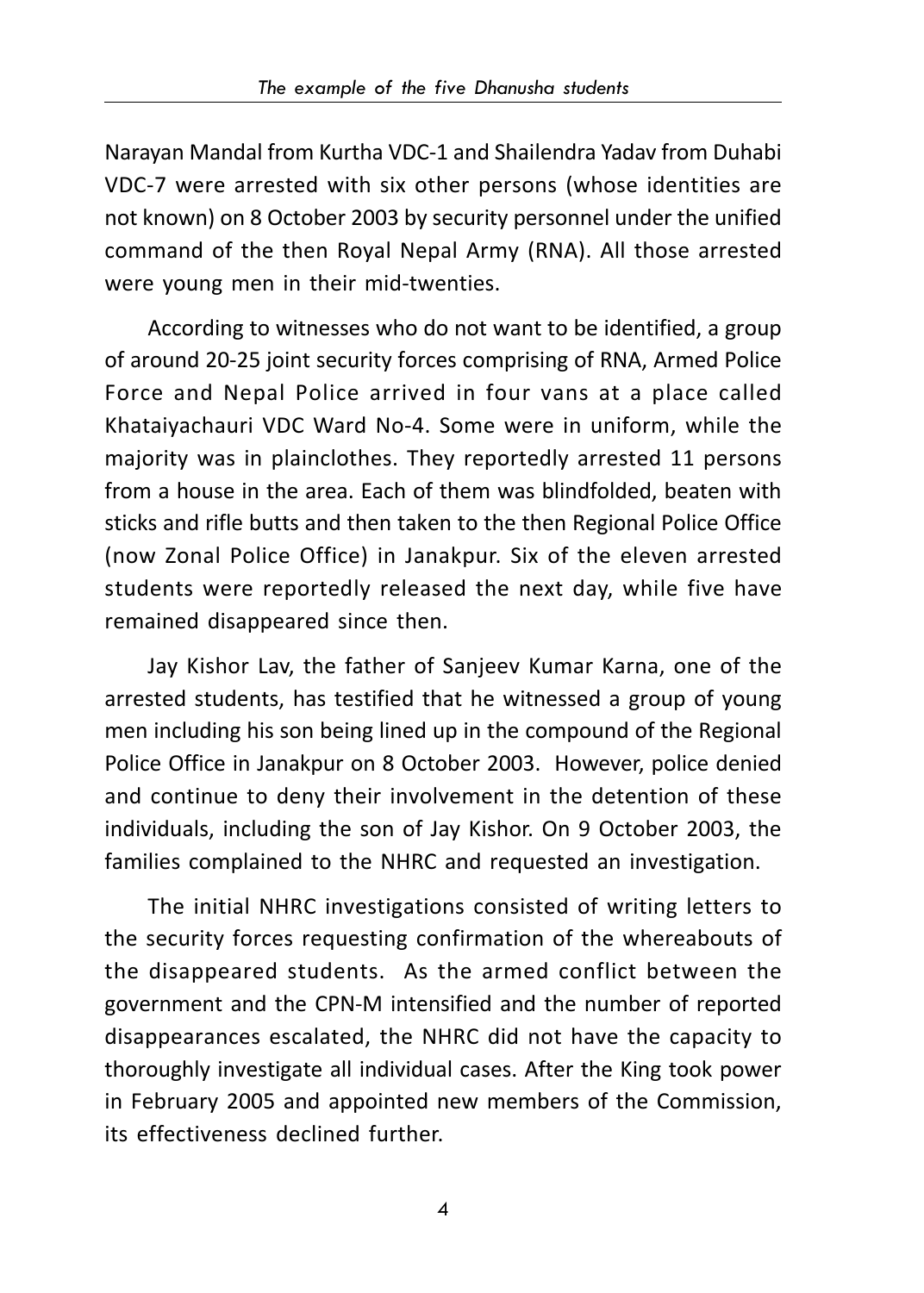Narayan Mandal from Kurtha VDC-1 and Shailendra Yadav from Duhabi VDC-7 were arrested with six other persons (whose identities are not known) on 8 October 2003 by security personnel under the unified command of the then Royal Nepal Army (RNA). All those arrested were young men in their mid-twenties.

According to witnesses who do not want to be identified, a group of around 20-25 joint security forces comprising of RNA, Armed Police Force and Nepal Police arrived in four vans at a place called Khataiyachauri VDC Ward No-4. Some were in uniform, while the majority was in plainclothes. They reportedly arrested 11 persons from a house in the area. Each of them was blindfolded, beaten with sticks and rifle butts and then taken to the then Regional Police Office (now Zonal Police Office) in Janakpur. Six of the eleven arrested students were reportedly released the next day, while five have remained disappeared since then.

Jay Kishor Lav, the father of Sanjeev Kumar Karna, one of the arrested students, has testified that he witnessed a group of young men including his son being lined up in the compound of the Regional Police Office in Janakpur on 8 October 2003. However, police denied and continue to deny their involvement in the detention of these individuals, including the son of Jay Kishor. On 9 October 2003, the families complained to the NHRC and requested an investigation.

The initial NHRC investigations consisted of writing letters to the security forces requesting confirmation of the whereabouts of the disappeared students. As the armed conflict between the government and the CPN-M intensified and the number of reported disappearances escalated, the NHRC did not have the capacity to thoroughly investigate all individual cases. After the King took power in February 2005 and appointed new members of the Commission, its effectiveness declined further.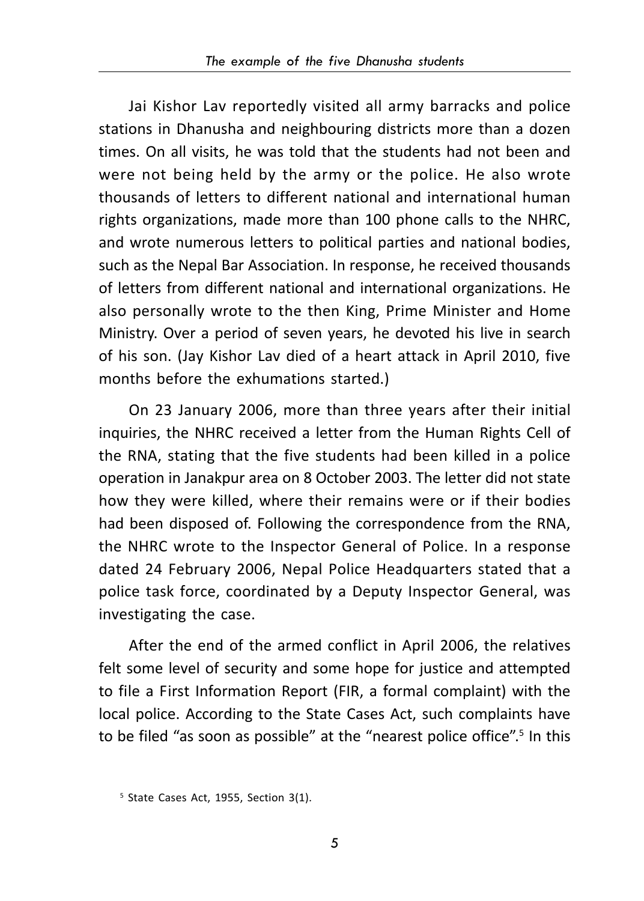Jai Kishor Lav reportedly visited all army barracks and police stations in Dhanusha and neighbouring districts more than a dozen times. On all visits, he was told that the students had not been and were not being held by the army or the police. He also wrote thousands of letters to different national and international human rights organizations, made more than 100 phone calls to the NHRC, and wrote numerous letters to political parties and national bodies, such as the Nepal Bar Association. In response, he received thousands of letters from different national and international organizations. He also personally wrote to the then King, Prime Minister and Home Ministry. Over a period of seven years, he devoted his live in search of his son. (Jay Kishor Lav died of a heart attack in April 2010, five months before the exhumations started.)

On 23 January 2006, more than three years after their initial inquiries, the NHRC received a letter from the Human Rights Cell of the RNA, stating that the five students had been killed in a police operation in Janakpur area on 8 October 2003. The letter did not state how they were killed, where their remains were or if their bodies had been disposed of. Following the correspondence from the RNA, the NHRC wrote to the Inspector General of Police. In a response dated 24 February 2006, Nepal Police Headquarters stated that a police task force, coordinated by a Deputy Inspector General, was investigating the case.

After the end of the armed conflict in April 2006, the relatives felt some level of security and some hope for justice and attempted to file a First Information Report (FIR, a formal complaint) with the local police. According to the State Cases Act, such complaints have to be filed "as soon as possible" at the "nearest police office".[5] In this

[5] State Cases Act, 1955, Section 3(1).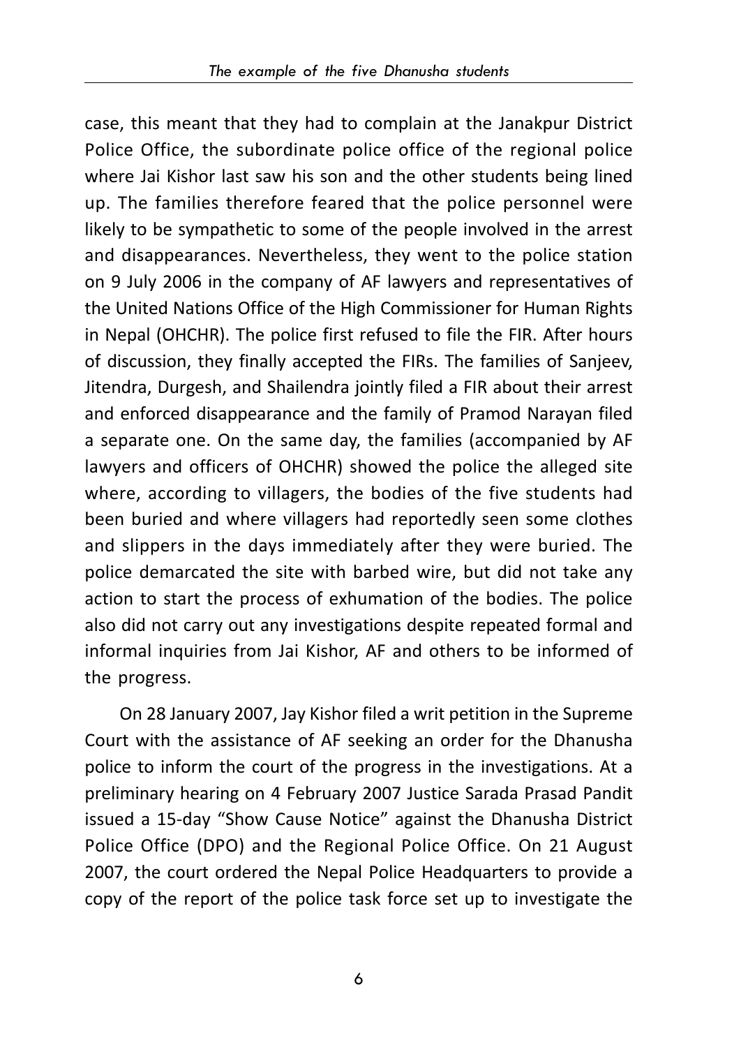case, this meant that they had to complain at the Janakpur District Police Office, the subordinate police office of the regional police where Jai Kishor last saw his son and the other students being lined up. The families therefore feared that the police personnel were likely to be sympathetic to some of the people involved in the arrest and disappearances. Nevertheless, they went to the police station on 9 July 2006 in the company of AF lawyers and representatives of the United Nations Office of the High Commissioner for Human Rights in Nepal (OHCHR). The police first refused to file the FIR. After hours of discussion, they finally accepted the FIRs. The families of Sanjeev, Jitendra, Durgesh, and Shailendra jointly filed a FIR about their arrest and enforced disappearance and the family of Pramod Narayan filed a separate one. On the same day, the families (accompanied by AF lawyers and officers of OHCHR) showed the police the alleged site where, according to villagers, the bodies of the five students had been buried and where villagers had reportedly seen some clothes and slippers in the days immediately after they were buried. The police demarcated the site with barbed wire, but did not take any action to start the process of exhumation of the bodies. The police also did not carry out any investigations despite repeated formal and informal inquiries from Jai Kishor, AF and others to be informed of the progress.

On 28 January 2007, Jay Kishor filed a writ petition in the Supreme Court with the assistance of AF seeking an order for the Dhanusha police to inform the court of the progress in the investigations. At a preliminary hearing on 4 February 2007 Justice Sarada Prasad Pandit issued a 15-day "Show Cause Notice" against the Dhanusha District Police Office (DPO) and the Regional Police Office. On 21 August 2007, the court ordered the Nepal Police Headquarters to provide a copy of the report of the police task force set up to investigate the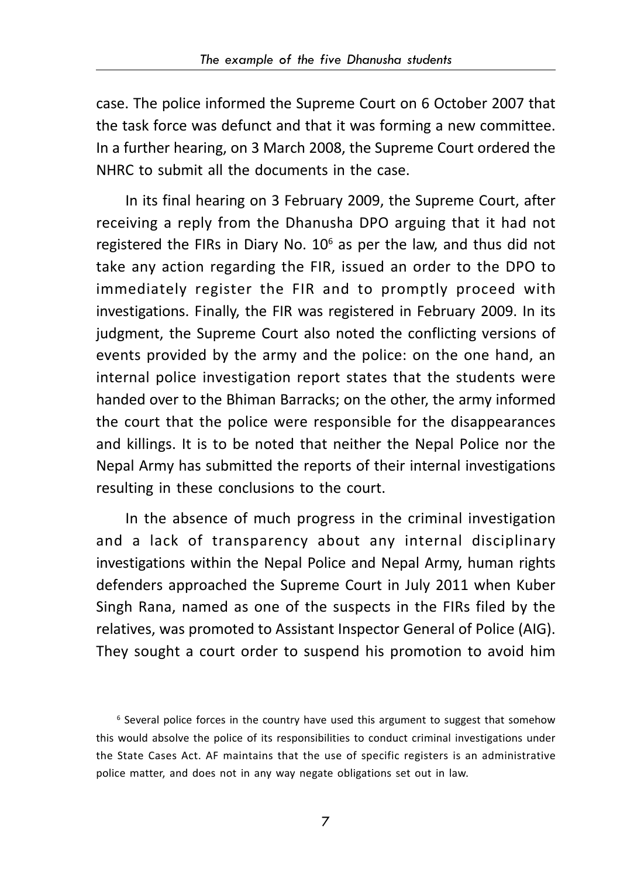case. The police informed the Supreme Court on 6 October 2007 that the task force was defunct and that it was forming a new committee. In a further hearing, on 3 March 2008, the Supreme Court ordered the NHRC to submit all the documents in the case.

In its final hearing on 3 February 2009, the Supreme Court, after receiving a reply from the Dhanusha DPO arguing that it had not registered the FIRs in Diary No. 10[6] as per the law, and thus did not take any action regarding the FIR, issued an order to the DPO to immediately register the FIR and to promptly proceed with investigations. Finally, the FIR was registered in February 2009. In its judgment, the Supreme Court also noted the conflicting versions of events provided by the army and the police: on the one hand, an internal police investigation report states that the students were handed over to the Bhiman Barracks; on the other, the army informed the court that the police were responsible for the disappearances and killings. It is to be noted that neither the Nepal Police nor the Nepal Army has submitted the reports of their internal investigations resulting in these conclusions to the court.

In the absence of much progress in the criminal investigation and a lack of transparency about any internal disciplinary investigations within the Nepal Police and Nepal Army, human rights defenders approached the Supreme Court in July 2011 when Kuber Singh Rana, named as one of the suspects in the FIRs filed by the relatives, was promoted to Assistant Inspector General of Police (AIG). They sought a court order to suspend his promotion to avoid him

[6] Several police forces in the country have used this argument to suggest that somehow this would absolve the police of its responsibilities to conduct criminal investigations under the State Cases Act. AF maintains that the use of specific registers is an administrative police matter, and does not in any way negate obligations set out in law.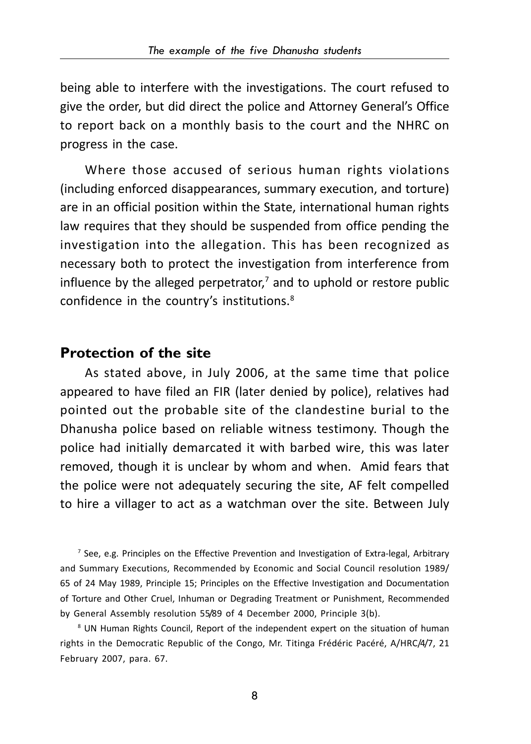being able to interfere with the investigations. The court refused to give the order, but did direct the police and Attorney General's Office to report back on a monthly basis to the court and the NHRC on progress in the case.

Where those accused of serious human rights violations (including enforced disappearances, summary execution, and torture) are in an official position within the State, international human rights law requires that they should be suspended from office pending the investigation into the allegation. This has been recognized as necessary both to protect the investigation from interference from influence by the alleged perpetrator,[7] and to uphold or restore public confidence in the country's institutions.[8]

## Protection of the site

As stated above, in July 2006, at the same time that police appeared to have filed an FIR (later denied by police), relatives had pointed out the probable site of the clandestine burial to the Dhanusha police based on reliable witness testimony. Though the police had initially demarcated it with barbed wire, this was later removed, though it is unclear by whom and when. Amid fears that the police were not adequately securing the site, AF felt compelled to hire a villager to act as a watchman over the site. Between July

[7] See, e.g. Principles on the Effective Prevention and Investigation of Extra-legal, Arbitrary and Summary Executions, Recommended by Economic and Social Council resolution 1989/65 of 24 May 1989, Principle 15; Principles on the Effective Investigation and Documentation of Torture and Other Cruel, Inhuman or Degrading Treatment or Punishment, Recommended by General Assembly resolution 55/89 of 4 December 2000, Principle 3(b).

[8] UN Human Rights Council, Report of the independent expert on the situation of human rights in the Democratic Republic of the Congo, Mr. Titinga Frédéric Pacéré, A/HRC/4/7, 21 February 2007, para. 67.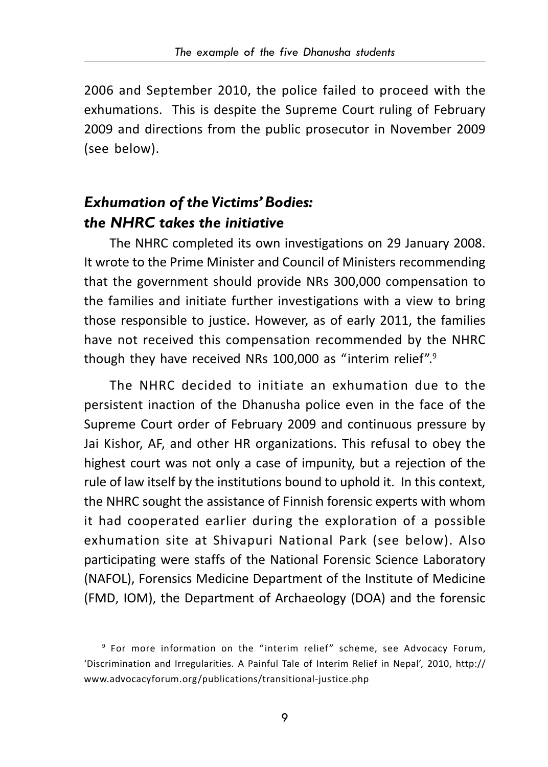2006 and September 2010, the police failed to proceed with the exhumations. This is despite the Supreme Court ruling of February 2009 and directions from the public prosecutor in November 2009 (see below).

## *Exhumation of the Victims' Bodies: the NHRC takes the initiative*

The NHRC completed its own investigations on 29 January 2008. It wrote to the Prime Minister and Council of Ministers recommending that the government should provide NRs 300,000 compensation to the families and initiate further investigations with a view to bring those responsible to justice. However, as of early 2011, the families have not received this compensation recommended by the NHRC though they have received NRs 100,000 as "interim relief".[9]

The NHRC decided to initiate an exhumation due to the persistent inaction of the Dhanusha police even in the face of the Supreme Court order of February 2009 and continuous pressure by Jai Kishor, AF, and other HR organizations. This refusal to obey the highest court was not only a case of impunity, but a rejection of the rule of law itself by the institutions bound to uphold it. In this context, the NHRC sought the assistance of Finnish forensic experts with whom it had cooperated earlier during the exploration of a possible exhumation site at Shivapuri National Park (see below). Also participating were staffs of the National Forensic Science Laboratory (NAFOL), Forensics Medicine Department of the Institute of Medicine (FMD, IOM), the Department of Archaeology (DOA) and the forensic

[9] For more information on the "interim relief" scheme, see Advocacy Forum, 'Discrimination and Irregularities. A Painful Tale of Interim Relief in Nepal', 2010, http://www.advocacyforum.org/publications/transitional-justice.php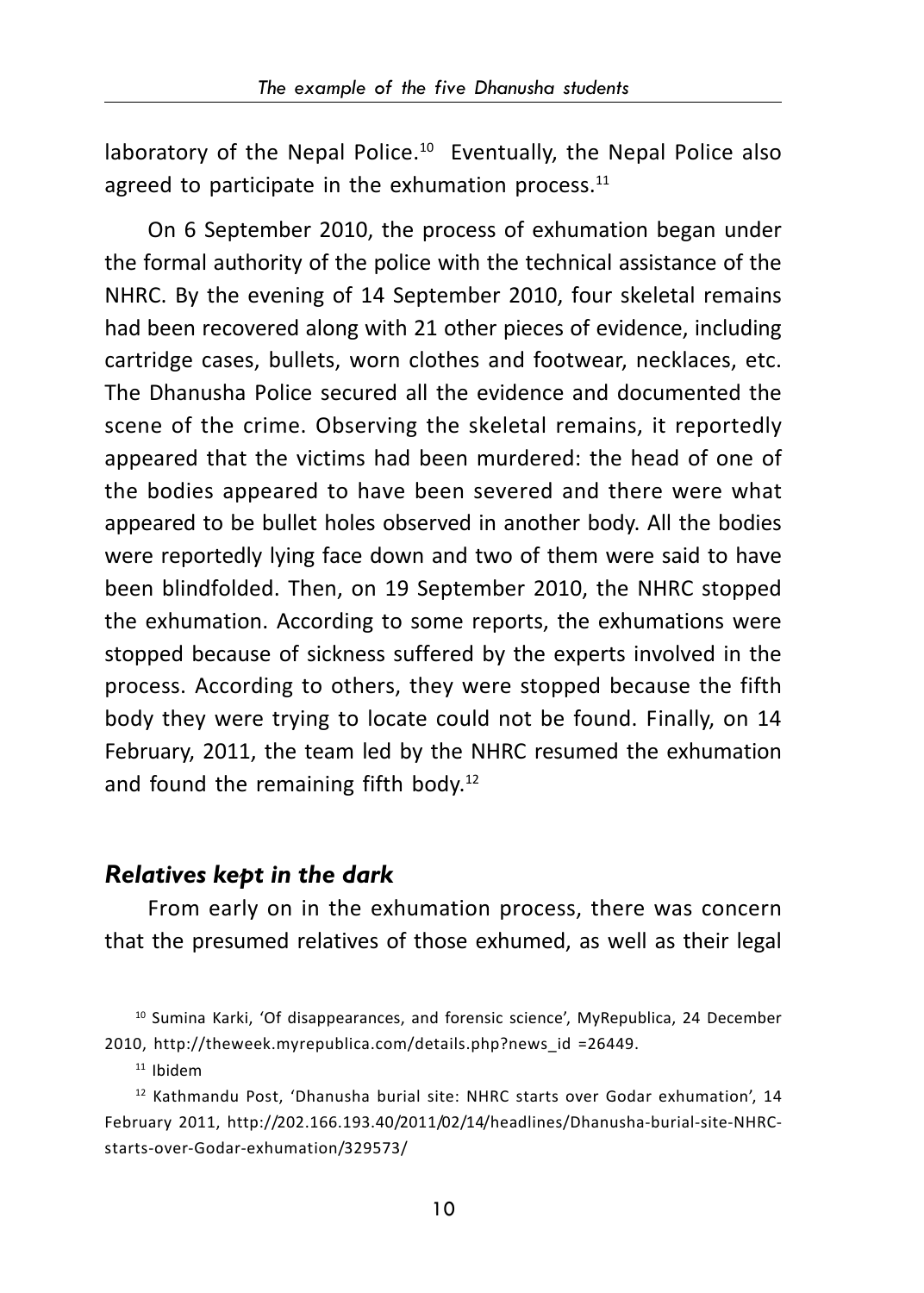laboratory of the Nepal Police.[10] Eventually, the Nepal Police also agreed to participate in the exhumation process.[11]

On 6 September 2010, the process of exhumation began under the formal authority of the police with the technical assistance of the NHRC. By the evening of 14 September 2010, four skeletal remains had been recovered along with 21 other pieces of evidence, including cartridge cases, bullets, worn clothes and footwear, necklaces, etc. The Dhanusha Police secured all the evidence and documented the scene of the crime. Observing the skeletal remains, it reportedly appeared that the victims had been murdered: the head of one of the bodies appeared to have been severed and there were what appeared to be bullet holes observed in another body. All the bodies were reportedly lying face down and two of them were said to have been blindfolded. Then, on 19 September 2010, the NHRC stopped the exhumation. According to some reports, the exhumations were stopped because of sickness suffered by the experts involved in the process. According to others, they were stopped because the fifth body they were trying to locate could not be found. Finally, on 14 February, 2011, the team led by the NHRC resumed the exhumation and found the remaining fifth body.[12]

### *Relatives kept in the dark*

From early on in the exhumation process, there was concern that the presumed relatives of those exhumed, as well as their legal

[10] Sumina Karki, 'Of disappearances, and forensic science', MyRepublica, 24 December 2010, http://theweek.myrepublica.com/details.php?news_id =26449.

[11] Ibidem

[12] Kathmandu Post, 'Dhanusha burial site: NHRC starts over Godar exhumation', 14 February 2011, http://202.166.193.40/2011/02/14/headlines/Dhanusha-burial-site-NHRC-starts-over-Godar-exhumation/329573/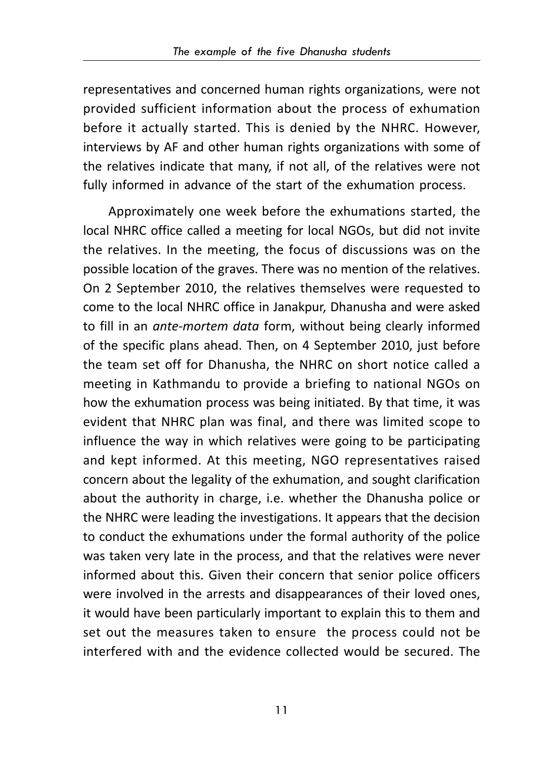representatives and concerned human rights organizations, were not provided sufficient information about the process of exhumation before it actually started. This is denied by the NHRC. However, interviews by AF and other human rights organizations with some of the relatives indicate that many, if not all, of the relatives were not fully informed in advance of the start of the exhumation process.

Approximately one week before the exhumations started, the local NHRC office called a meeting for local NGOs, but did not invite the relatives. In the meeting, the focus of discussions was on the possible location of the graves. There was no mention of the relatives. On 2 September 2010, the relatives themselves were requested to come to the local NHRC office in Janakpur, Dhanusha and were asked to fill in an *ante-mortem data* form, without being clearly informed of the specific plans ahead. Then, on 4 September 2010, just before the team set off for Dhanusha, the NHRC on short notice called a meeting in Kathmandu to provide a briefing to national NGOs on how the exhumation process was being initiated. By that time, it was evident that NHRC plan was final, and there was limited scope to influence the way in which relatives were going to be participating and kept informed. At this meeting, NGO representatives raised concern about the legality of the exhumation, and sought clarification about the authority in charge, i.e. whether the Dhanusha police or the NHRC were leading the investigations. It appears that the decision to conduct the exhumations under the formal authority of the police was taken very late in the process, and that the relatives were never informed about this. Given their concern that senior police officers were involved in the arrests and disappearances of their loved ones, it would have been particularly important to explain this to them and set out the measures taken to ensure the process could not be interfered with and the evidence collected would be secured. The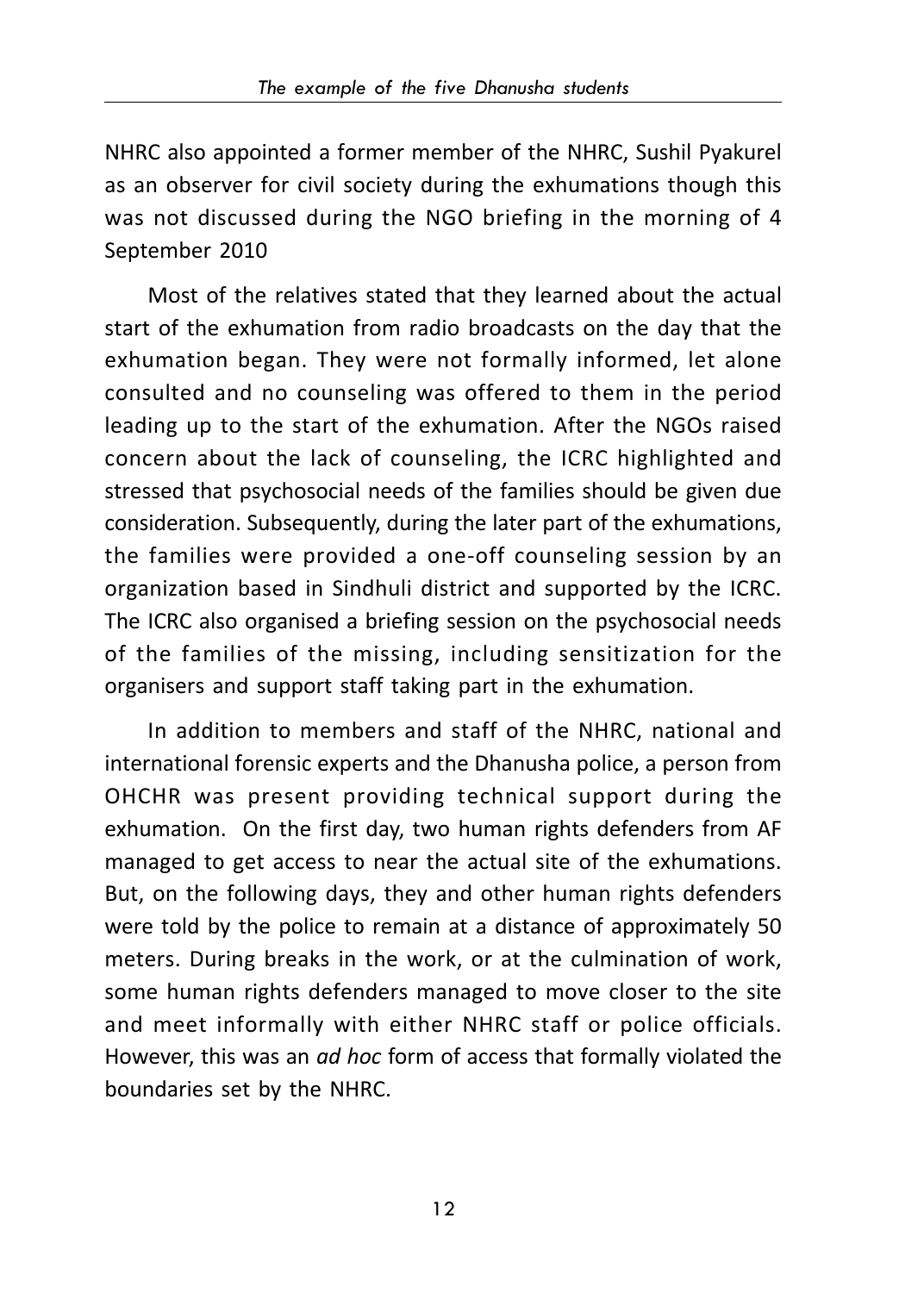NHRC also appointed a former member of the NHRC, Sushil Pyakurel as an observer for civil society during the exhumations though this was not discussed during the NGO briefing in the morning of 4 September 2010

Most of the relatives stated that they learned about the actual start of the exhumation from radio broadcasts on the day that the exhumation began. They were not formally informed, let alone consulted and no counseling was offered to them in the period leading up to the start of the exhumation. After the NGOs raised concern about the lack of counseling, the ICRC highlighted and stressed that psychosocial needs of the families should be given due consideration. Subsequently, during the later part of the exhumations, the families were provided a one-off counseling session by an organization based in Sindhuli district and supported by the ICRC. The ICRC also organised a briefing session on the psychosocial needs of the families of the missing, including sensitization for the organisers and support staff taking part in the exhumation.

In addition to members and staff of the NHRC, national and international forensic experts and the Dhanusha police, a person from OHCHR was present providing technical support during the exhumation. On the first day, two human rights defenders from AF managed to get access to near the actual site of the exhumations. But, on the following days, they and other human rights defenders were told by the police to remain at a distance of approximately 50 meters. During breaks in the work, or at the culmination of work, some human rights defenders managed to move closer to the site and meet informally with either NHRC staff or police officials. However, this was an *ad hoc* form of access that formally violated the boundaries set by the NHRC.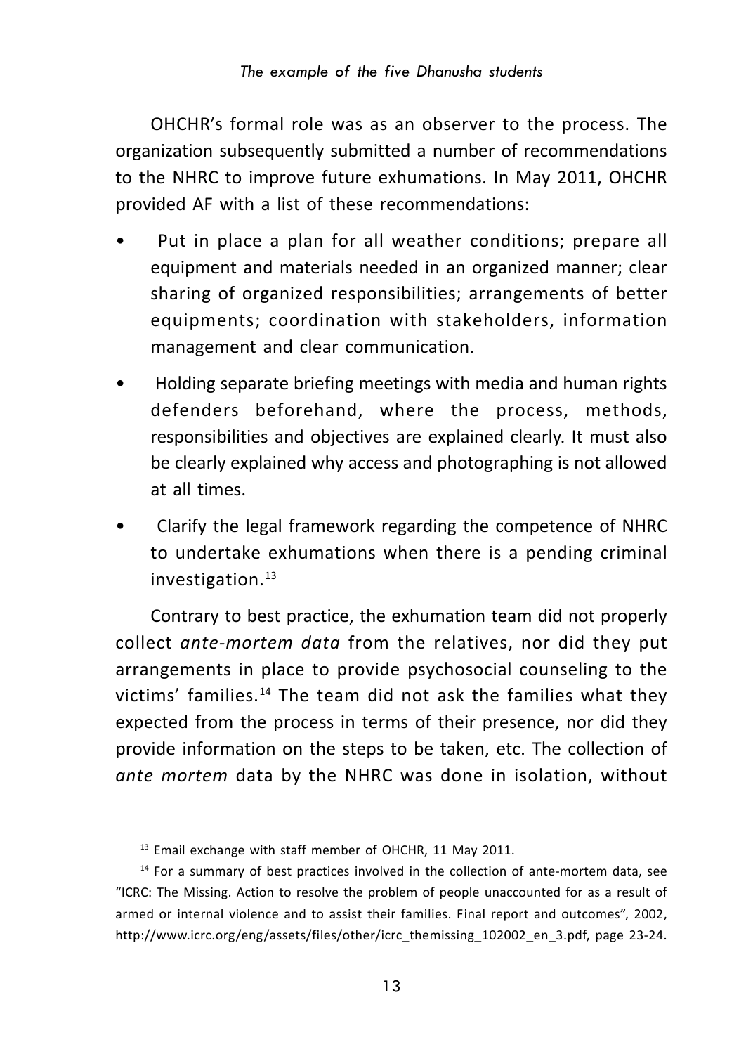OHCHR's formal role was as an observer to the process. The organization subsequently submitted a number of recommendations to the NHRC to improve future exhumations. In May 2011, OHCHR provided AF with a list of these recommendations:

- Put in place a plan for all weather conditions; prepare all equipment and materials needed in an organized manner; clear sharing of organized responsibilities; arrangements of better equipments; coordination with stakeholders, information management and clear communication.
- Holding separate briefing meetings with media and human rights defenders beforehand, where the process, methods, responsibilities and objectives are explained clearly. It must also be clearly explained why access and photographing is not allowed at all times.
- Clarify the legal framework regarding the competence of NHRC to undertake exhumations when there is a pending criminal investigation.[13]

Contrary to best practice, the exhumation team did not properly collect *ante-mortem data* from the relatives, nor did they put arrangements in place to provide psychosocial counseling to the victims' families.[14] The team did not ask the families what they expected from the process in terms of their presence, nor did they provide information on the steps to be taken, etc. The collection of *ante mortem* data by the NHRC was done in isolation, without

[13] Email exchange with staff member of OHCHR, 11 May 2011.

[14] For a summary of best practices involved in the collection of ante-mortem data, see "ICRC: The Missing. Action to resolve the problem of people unaccounted for as a result of armed or internal violence and to assist their families. Final report and outcomes", 2002, http://www.icrc.org/eng/assets/files/other/icrc_themissing_102002_en_3.pdf, page 23-24.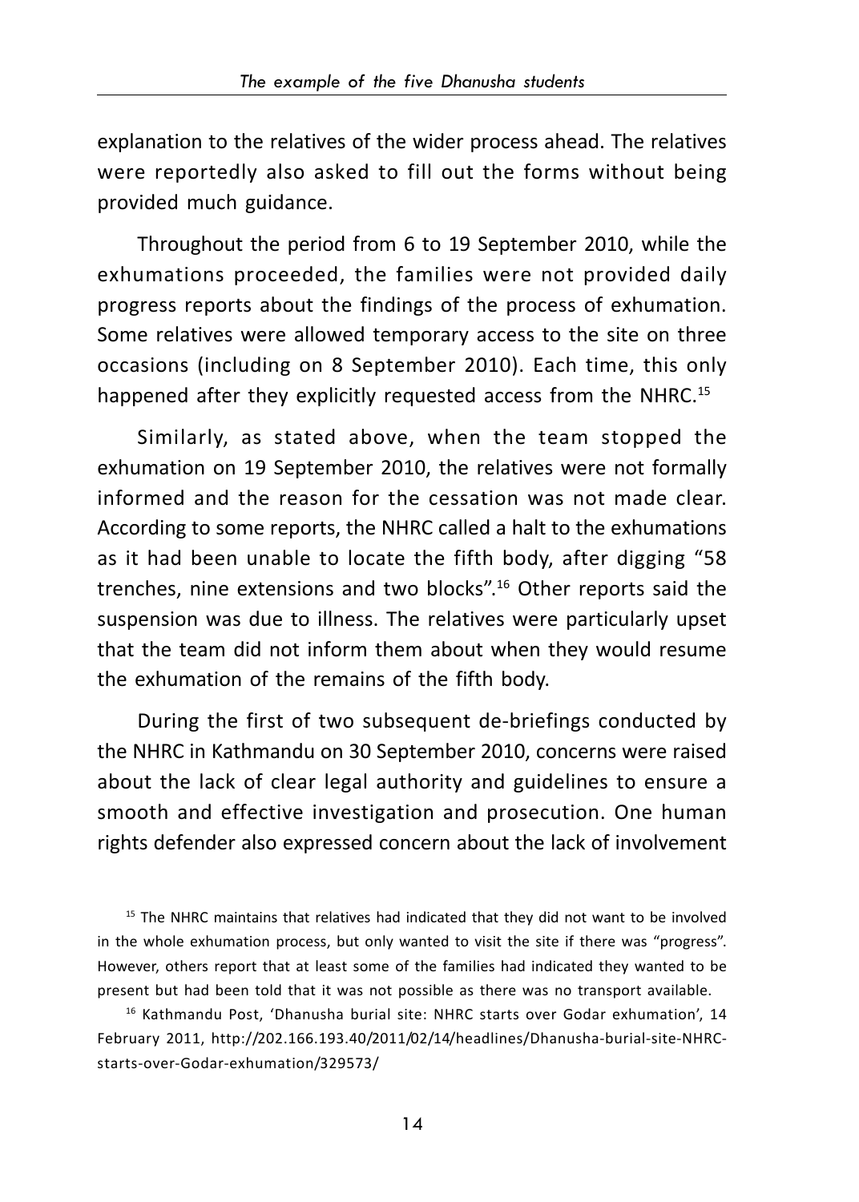explanation to the relatives of the wider process ahead. The relatives were reportedly also asked to fill out the forms without being provided much guidance.

Throughout the period from 6 to 19 September 2010, while the exhumations proceeded, the families were not provided daily progress reports about the findings of the process of exhumation. Some relatives were allowed temporary access to the site on three occasions (including on 8 September 2010). Each time, this only happened after they explicitly requested access from the NHRC.[15]

Similarly, as stated above, when the team stopped the exhumation on 19 September 2010, the relatives were not formally informed and the reason for the cessation was not made clear. According to some reports, the NHRC called a halt to the exhumations as it had been unable to locate the fifth body, after digging "58 trenches, nine extensions and two blocks".[16] Other reports said the suspension was due to illness. The relatives were particularly upset that the team did not inform them about when they would resume the exhumation of the remains of the fifth body.

During the first of two subsequent de-briefings conducted by the NHRC in Kathmandu on 30 September 2010, concerns were raised about the lack of clear legal authority and guidelines to ensure a smooth and effective investigation and prosecution. One human rights defender also expressed concern about the lack of involvement

[15] The NHRC maintains that relatives had indicated that they did not want to be involved in the whole exhumation process, but only wanted to visit the site if there was "progress". However, others report that at least some of the families had indicated they wanted to be present but had been told that it was not possible as there was no transport available.

[16] Kathmandu Post, 'Dhanusha burial site: NHRC starts over Godar exhumation', 14 February 2011, http://202.166.193.40/2011/02/14/headlines/Dhanusha-burial-site-NHRC-starts-over-Godar-exhumation/329573/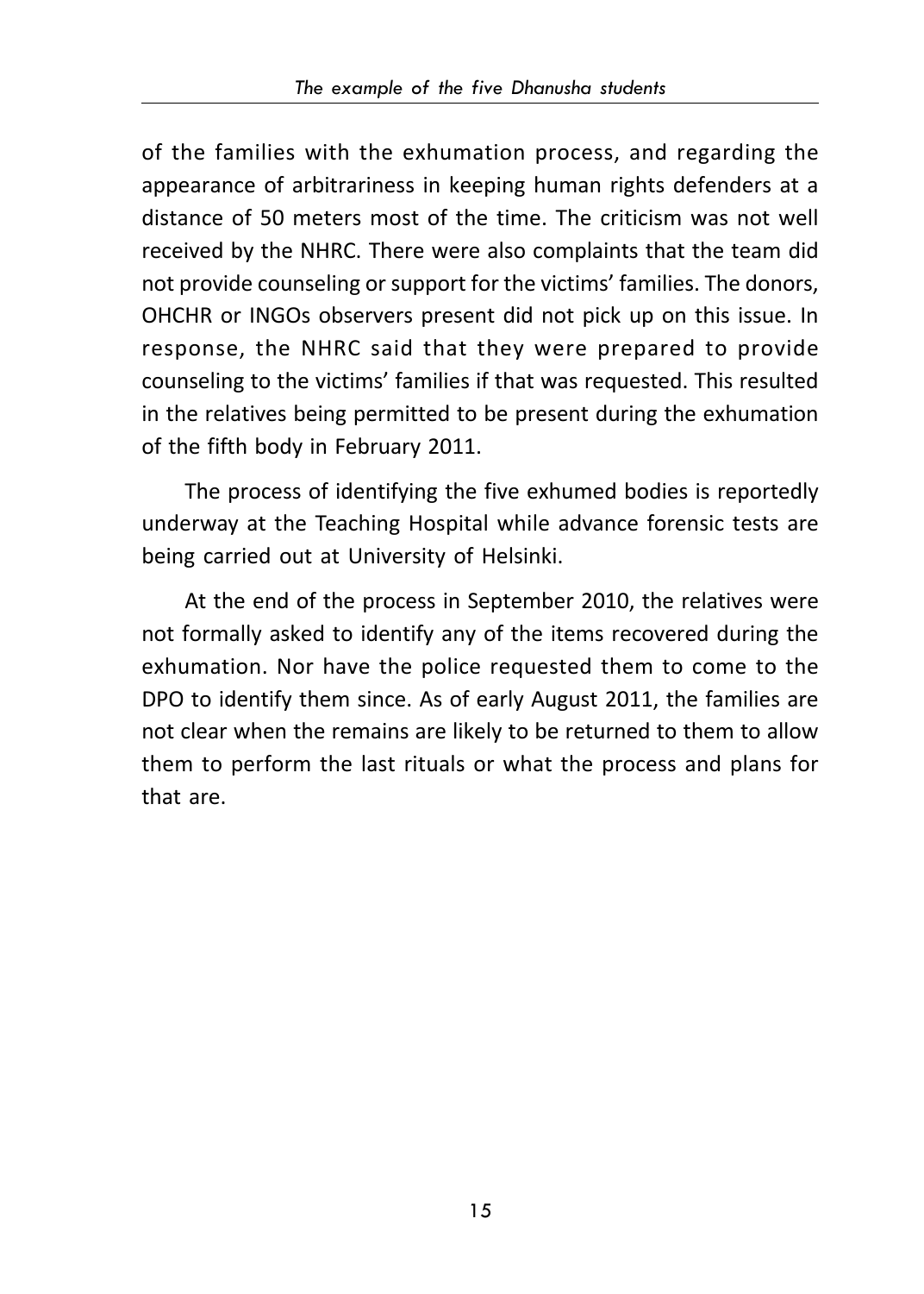of the families with the exhumation process, and regarding the appearance of arbitrariness in keeping human rights defenders at a distance of 50 meters most of the time. The criticism was not well received by the NHRC. There were also complaints that the team did not provide counseling or support for the victims' families. The donors, OHCHR or INGOs observers present did not pick up on this issue. In response, the NHRC said that they were prepared to provide counseling to the victims' families if that was requested. This resulted in the relatives being permitted to be present during the exhumation of the fifth body in February 2011.

The process of identifying the five exhumed bodies is reportedly underway at the Teaching Hospital while advance forensic tests are being carried out at University of Helsinki.

At the end of the process in September 2010, the relatives were not formally asked to identify any of the items recovered during the exhumation. Nor have the police requested them to come to the DPO to identify them since. As of early August 2011, the families are not clear when the remains are likely to be returned to them to allow them to perform the last rituals or what the process and plans for that are.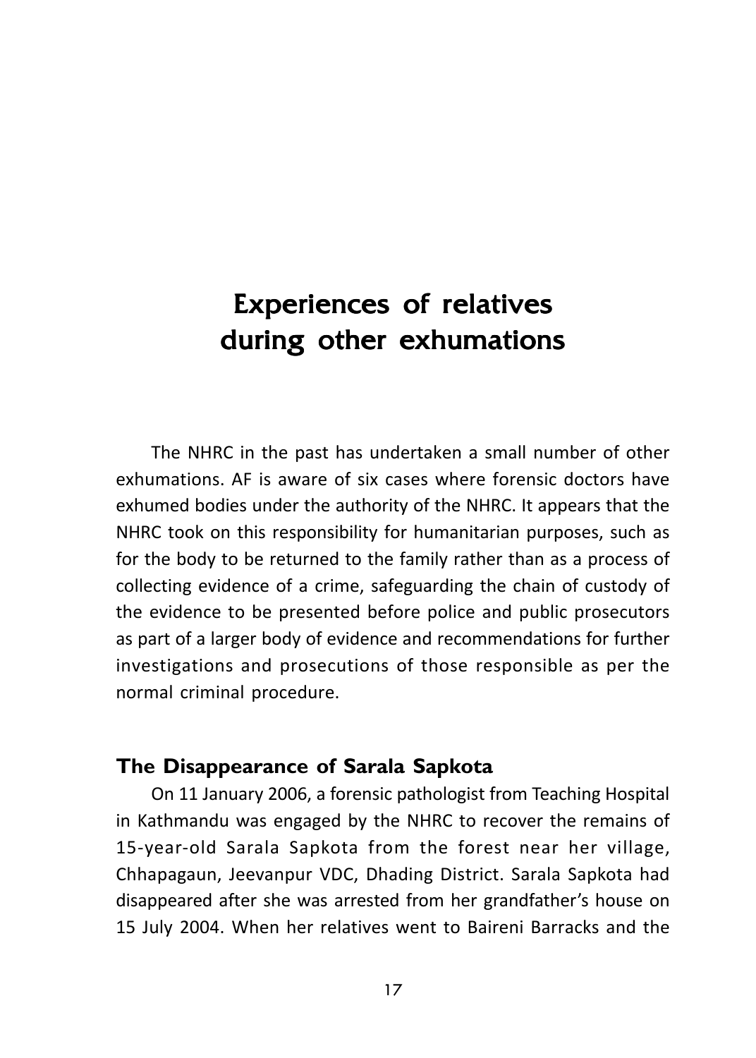# Experiences of relatives during other exhumations

The NHRC in the past has undertaken a small number of other exhumations. AF is aware of six cases where forensic doctors have exhumed bodies under the authority of the NHRC. It appears that the NHRC took on this responsibility for humanitarian purposes, such as for the body to be returned to the family rather than as a process of collecting evidence of a crime, safeguarding the chain of custody of the evidence to be presented before police and public prosecutors as part of a larger body of evidence and recommendations for further investigations and prosecutions of those responsible as per the normal criminal procedure.

## The Disappearance of Sarala Sapkota

On 11 January 2006, a forensic pathologist from Teaching Hospital in Kathmandu was engaged by the NHRC to recover the remains of 15-year-old Sarala Sapkota from the forest near her village, Chhapagaun, Jeevanpur VDC, Dhading District. Sarala Sapkota had disappeared after she was arrested from her grandfather's house on 15 July 2004. When her relatives went to Baireni Barracks and the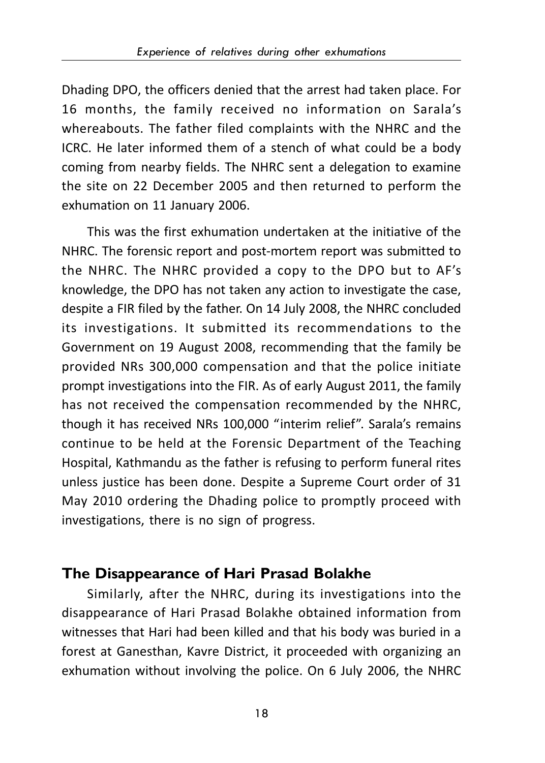Dhading DPO, the officers denied that the arrest had taken place. For 16 months, the family received no information on Sarala's whereabouts. The father filed complaints with the NHRC and the ICRC. He later informed them of a stench of what could be a body coming from nearby fields. The NHRC sent a delegation to examine the site on 22 December 2005 and then returned to perform the exhumation on 11 January 2006.

This was the first exhumation undertaken at the initiative of the NHRC. The forensic report and post-mortem report was submitted to the NHRC. The NHRC provided a copy to the DPO but to AF's knowledge, the DPO has not taken any action to investigate the case, despite a FIR filed by the father. On 14 July 2008, the NHRC concluded its investigations. It submitted its recommendations to the Government on 19 August 2008, recommending that the family be provided NRs 300,000 compensation and that the police initiate prompt investigations into the FIR. As of early August 2011, the family has not received the compensation recommended by the NHRC, though it has received NRs 100,000 "interim relief". Sarala's remains continue to be held at the Forensic Department of the Teaching Hospital, Kathmandu as the father is refusing to perform funeral rites unless justice has been done. Despite a Supreme Court order of 31 May 2010 ordering the Dhading police to promptly proceed with investigations, there is no sign of progress.

## The Disappearance of Hari Prasad Bolakhe

Similarly, after the NHRC, during its investigations into the disappearance of Hari Prasad Bolakhe obtained information from witnesses that Hari had been killed and that his body was buried in a forest at Ganesthan, Kavre District, it proceeded with organizing an exhumation without involving the police. On 6 July 2006, the NHRC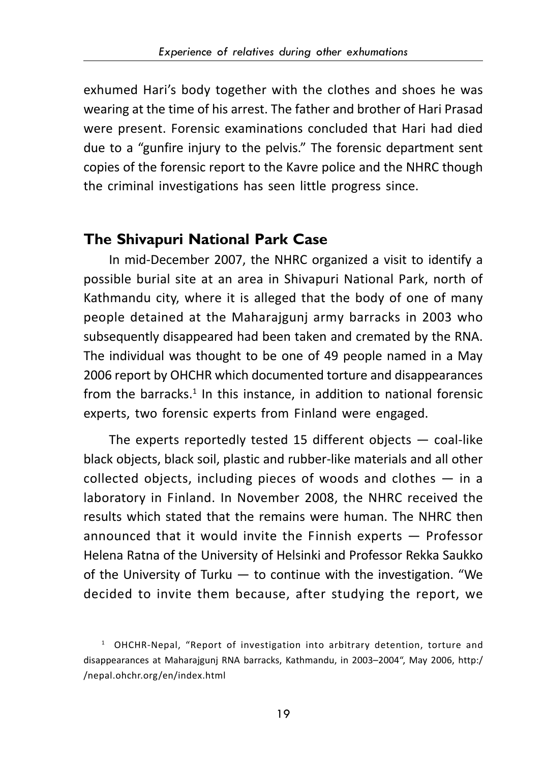exhumed Hari's body together with the clothes and shoes he was wearing at the time of his arrest. The father and brother of Hari Prasad were present. Forensic examinations concluded that Hari had died due to a "gunfire injury to the pelvis." The forensic department sent copies of the forensic report to the Kavre police and the NHRC though the criminal investigations has seen little progress since.

## The Shivapuri National Park Case

In mid-December 2007, the NHRC organized a visit to identify a possible burial site at an area in Shivapuri National Park, north of Kathmandu city, where it is alleged that the body of one of many people detained at the Maharajgunj army barracks in 2003 who subsequently disappeared had been taken and cremated by the RNA. The individual was thought to be one of 49 people named in a May 2006 report by OHCHR which documented torture and disappearances from the barracks.[1] In this instance, in addition to national forensic experts, two forensic experts from Finland were engaged.

The experts reportedly tested 15 different objects — coal-like black objects, black soil, plastic and rubber-like materials and all other collected objects, including pieces of woods and clothes — in a laboratory in Finland. In November 2008, the NHRC received the results which stated that the remains were human. The NHRC then announced that it would invite the Finnish experts — Professor Helena Ratna of the University of Helsinki and Professor Rekka Saukko of the University of Turku — to continue with the investigation. "We decided to invite them because, after studying the report, we

[1] OHCHR-Nepal, "Report of investigation into arbitrary detention, torture and disappearances at Maharajgunj RNA barracks, Kathmandu, in 2003–2004", May 2006, http://nepal.ohchr.org/en/index.html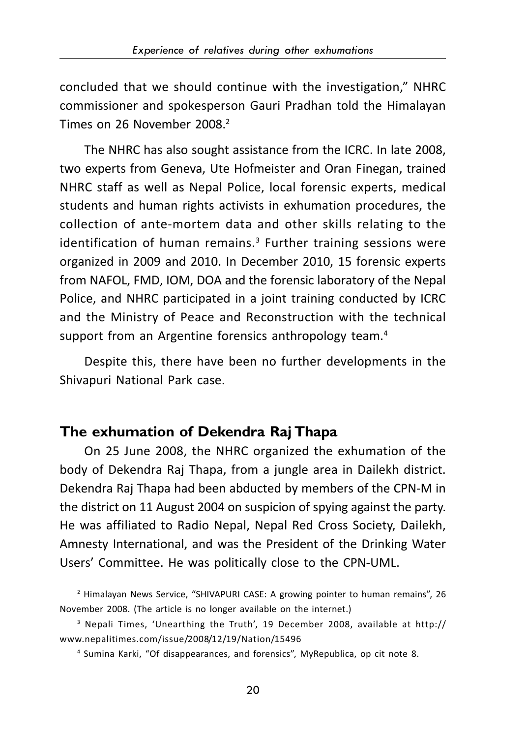concluded that we should continue with the investigation," NHRC commissioner and spokesperson Gauri Pradhan told the Himalayan Times on 26 November 2008.[2]

The NHRC has also sought assistance from the ICRC. In late 2008, two experts from Geneva, Ute Hofmeister and Oran Finegan, trained NHRC staff as well as Nepal Police, local forensic experts, medical students and human rights activists in exhumation procedures, the collection of ante-mortem data and other skills relating to the identification of human remains.[3] Further training sessions were organized in 2009 and 2010. In December 2010, 15 forensic experts from NAFOL, FMD, IOM, DOA and the forensic laboratory of the Nepal Police, and NHRC participated in a joint training conducted by ICRC and the Ministry of Peace and Reconstruction with the technical support from an Argentine forensics anthropology team.[4]

Despite this, there have been no further developments in the Shivapuri National Park case.

## The exhumation of Dekendra Raj Thapa

On 25 June 2008, the NHRC organized the exhumation of the body of Dekendra Raj Thapa, from a jungle area in Dailekh district. Dekendra Raj Thapa had been abducted by members of the CPN-M in the district on 11 August 2004 on suspicion of spying against the party. He was affiliated to Radio Nepal, Nepal Red Cross Society, Dailekh, Amnesty International, and was the President of the Drinking Water Users' Committee. He was politically close to the CPN-UML.

[2] Himalayan News Service, "SHIVAPURI CASE: A growing pointer to human remains", 26 November 2008. (The article is no longer available on the internet.)

[3] Nepali Times, 'Unearthing the Truth', 19 December 2008, available at http://www.nepalitimes.com/issue/2008/12/19/Nation/15496

[4] Sumina Karki, "Of disappearances, and forensics", MyRepublica, op cit note 8.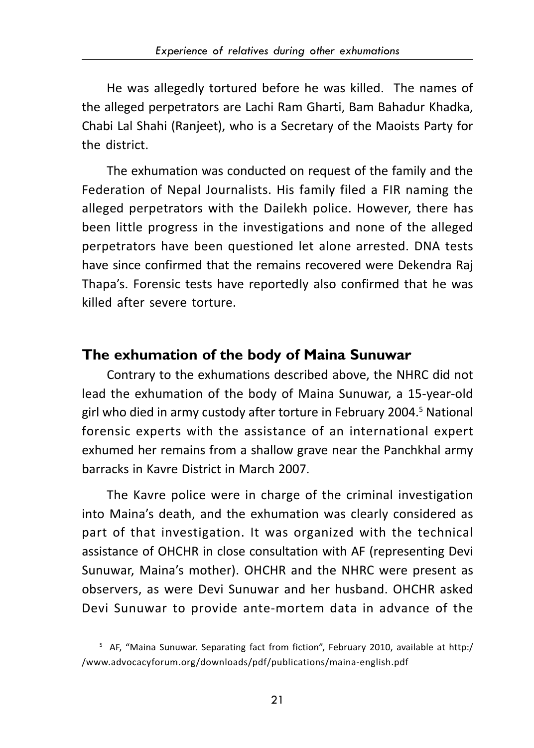He was allegedly tortured before he was killed. The names of the alleged perpetrators are Lachi Ram Gharti, Bam Bahadur Khadka, Chabi Lal Shahi (Ranjeet), who is a Secretary of the Maoists Party for the district.

The exhumation was conducted on request of the family and the Federation of Nepal Journalists. His family filed a FIR naming the alleged perpetrators with the Dailekh police. However, there has been little progress in the investigations and none of the alleged perpetrators have been questioned let alone arrested. DNA tests have since confirmed that the remains recovered were Dekendra Raj Thapa's. Forensic tests have reportedly also confirmed that he was killed after severe torture.

## The exhumation of the body of Maina Sunuwar

Contrary to the exhumations described above, the NHRC did not lead the exhumation of the body of Maina Sunuwar, a 15-year-old girl who died in army custody after torture in February 2004.[5] National forensic experts with the assistance of an international expert exhumed her remains from a shallow grave near the Panchkhal army barracks in Kavre District in March 2007.

The Kavre police were in charge of the criminal investigation into Maina's death, and the exhumation was clearly considered as part of that investigation. It was organized with the technical assistance of OHCHR in close consultation with AF (representing Devi Sunuwar, Maina's mother). OHCHR and the NHRC were present as observers, as were Devi Sunuwar and her husband. OHCHR asked Devi Sunuwar to provide ante-mortem data in advance of the

[5] AF, "Maina Sunuwar. Separating fact from fiction", February 2010, available at http://www.advocacyforum.org/downloads/pdf/publications/maina-english.pdf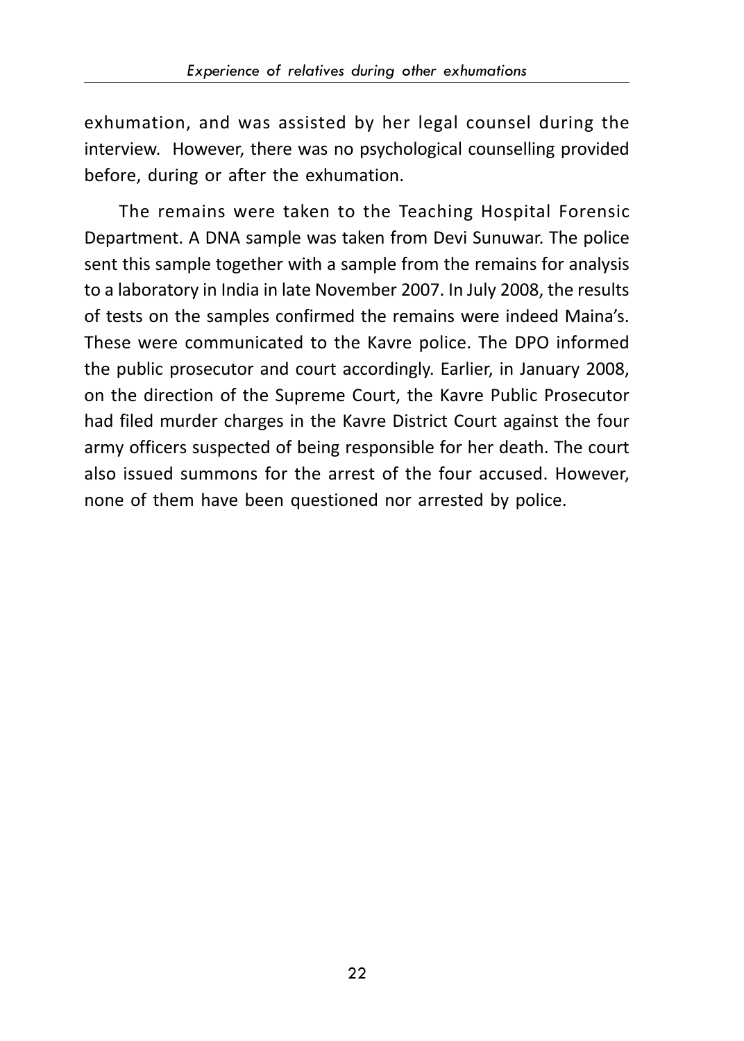exhumation, and was assisted by her legal counsel during the interview. However, there was no psychological counselling provided before, during or after the exhumation.

The remains were taken to the Teaching Hospital Forensic Department. A DNA sample was taken from Devi Sunuwar. The police sent this sample together with a sample from the remains for analysis to a laboratory in India in late November 2007. In July 2008, the results of tests on the samples confirmed the remains were indeed Maina's. These were communicated to the Kavre police. The DPO informed the public prosecutor and court accordingly. Earlier, in January 2008, on the direction of the Supreme Court, the Kavre Public Prosecutor had filed murder charges in the Kavre District Court against the four army officers suspected of being responsible for her death. The court also issued summons for the arrest of the four accused. However, none of them have been questioned nor arrested by police.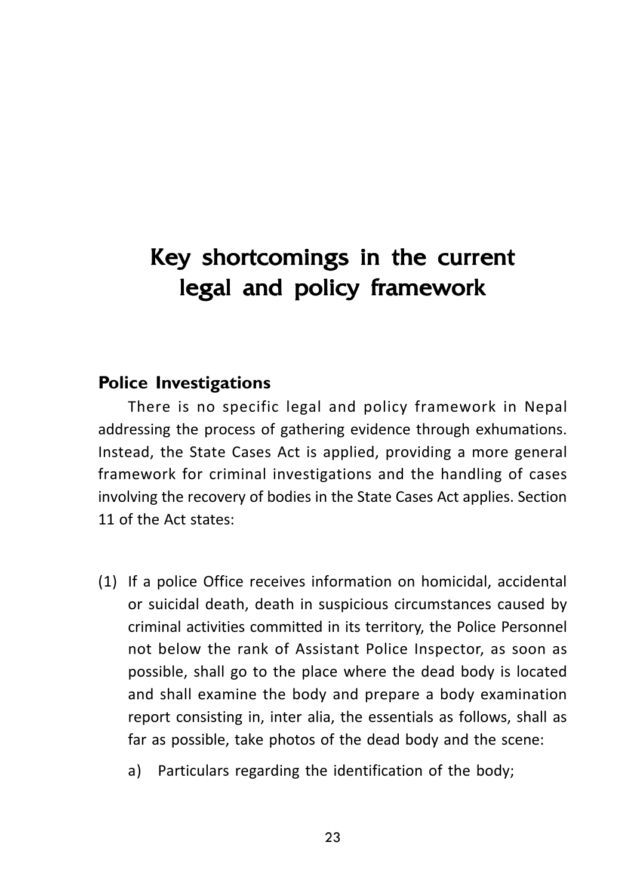# Key shortcomings in the current legal and policy framework

## Police Investigations

There is no specific legal and policy framework in Nepal addressing the process of gathering evidence through exhumations. Instead, the State Cases Act is applied, providing a more general framework for criminal investigations and the handling of cases involving the recovery of bodies in the State Cases Act applies. Section 11 of the Act states:

(1) If a police Office receives information on homicidal, accidental or suicidal death, death in suspicious circumstances caused by criminal activities committed in its territory, the Police Personnel not below the rank of Assistant Police Inspector, as soon as possible, shall go to the place where the dead body is located and shall examine the body and prepare a body examination report consisting in, inter alia, the essentials as follows, shall as far as possible, take photos of the dead body and the scene:

  a) Particulars regarding the identification of the body;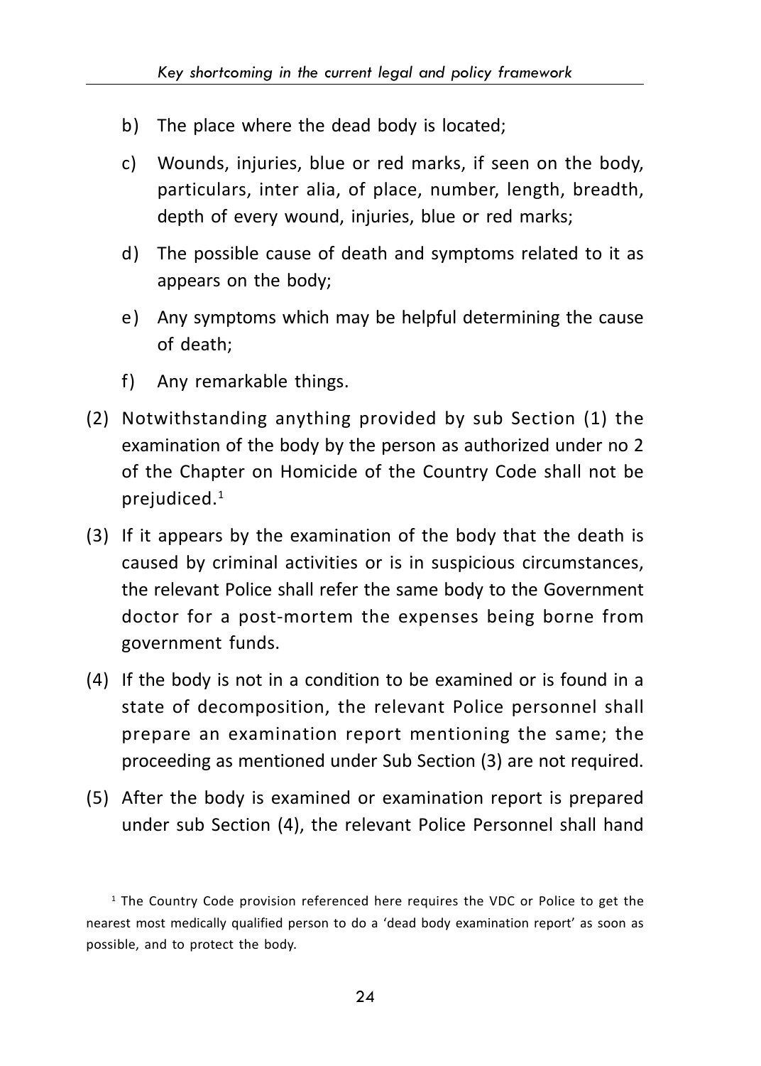b) The place where the dead body is located;

c) Wounds, injuries, blue or red marks, if seen on the body, particulars, inter alia, of place, number, length, breadth, depth of every wound, injuries, blue or red marks;

d) The possible cause of death and symptoms related to it as appears on the body;

e) Any symptoms which may be helpful determining the cause of death;

f) Any remarkable things.

(2) Notwithstanding anything provided by sub Section (1) the examination of the body by the person as authorized under no 2 of the Chapter on Homicide of the Country Code shall not be prejudiced.[1]

(3) If it appears by the examination of the body that the death is caused by criminal activities or is in suspicious circumstances, the relevant Police shall refer the same body to the Government doctor for a post-mortem the expenses being borne from government funds.

(4) If the body is not in a condition to be examined or is found in a state of decomposition, the relevant Police personnel shall prepare an examination report mentioning the same; the proceeding as mentioned under Sub Section (3) are not required.

(5) After the body is examined or examination report is prepared under sub Section (4), the relevant Police Personnel shall hand

[1] The Country Code provision referenced here requires the VDC or Police to get the nearest most medically qualified person to do a 'dead body examination report' as soon as possible, and to protect the body.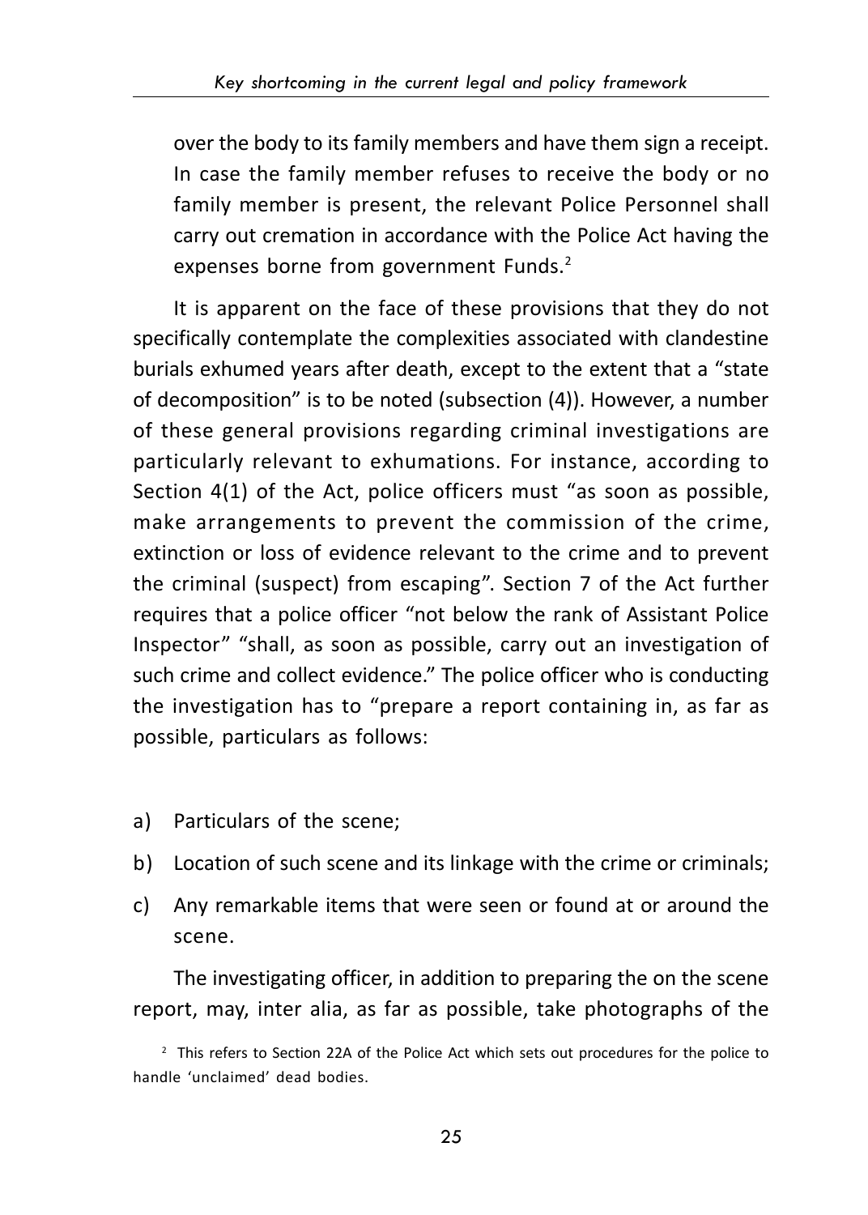over the body to its family members and have them sign a receipt. In case the family member refuses to receive the body or no family member is present, the relevant Police Personnel shall carry out cremation in accordance with the Police Act having the expenses borne from government Funds.[2]

It is apparent on the face of these provisions that they do not specifically contemplate the complexities associated with clandestine burials exhumed years after death, except to the extent that a "state of decomposition" is to be noted (subsection (4)). However, a number of these general provisions regarding criminal investigations are particularly relevant to exhumations. For instance, according to Section 4(1) of the Act, police officers must "as soon as possible, make arrangements to prevent the commission of the crime, extinction or loss of evidence relevant to the crime and to prevent the criminal (suspect) from escaping". Section 7 of the Act further requires that a police officer "not below the rank of Assistant Police Inspector" "shall, as soon as possible, carry out an investigation of such crime and collect evidence." The police officer who is conducting the investigation has to "prepare a report containing in, as far as possible, particulars as follows:

a) Particulars of the scene;
b) Location of such scene and its linkage with the crime or criminals;
c) Any remarkable items that were seen or found at or around the scene.

The investigating officer, in addition to preparing the on the scene report, may, inter alia, as far as possible, take photographs of the

[2] This refers to Section 22A of the Police Act which sets out procedures for the police to handle 'unclaimed' dead bodies.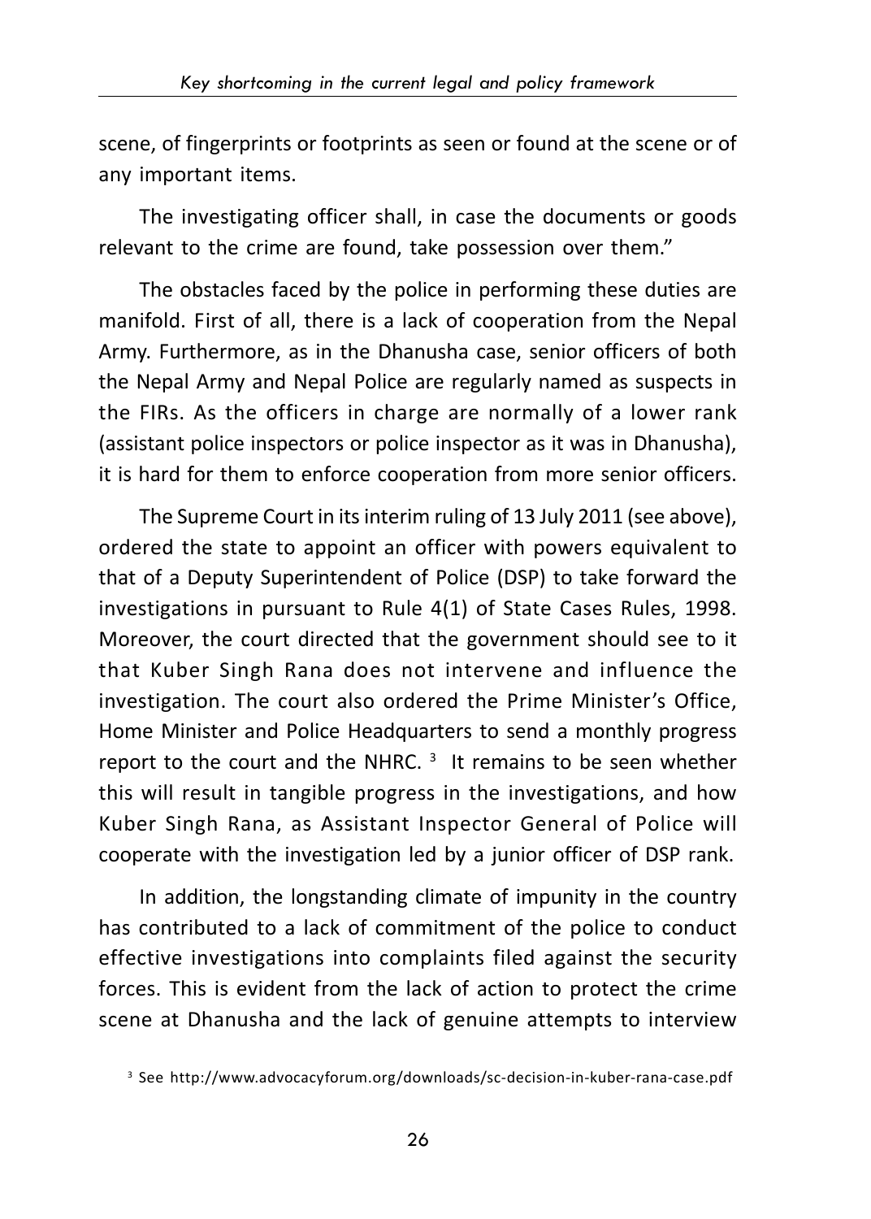scene, of fingerprints or footprints as seen or found at the scene or of any important items.

The investigating officer shall, in case the documents or goods relevant to the crime are found, take possession over them."

The obstacles faced by the police in performing these duties are manifold. First of all, there is a lack of cooperation from the Nepal Army. Furthermore, as in the Dhanusha case, senior officers of both the Nepal Army and Nepal Police are regularly named as suspects in the FIRs. As the officers in charge are normally of a lower rank (assistant police inspectors or police inspector as it was in Dhanusha), it is hard for them to enforce cooperation from more senior officers.

The Supreme Court in its interim ruling of 13 July 2011 (see above), ordered the state to appoint an officer with powers equivalent to that of a Deputy Superintendent of Police (DSP) to take forward the investigations in pursuant to Rule 4(1) of State Cases Rules, 1998. Moreover, the court directed that the government should see to it that Kuber Singh Rana does not intervene and influence the investigation. The court also ordered the Prime Minister's Office, Home Minister and Police Headquarters to send a monthly progress report to the court and the NHRC. [3] It remains to be seen whether this will result in tangible progress in the investigations, and how Kuber Singh Rana, as Assistant Inspector General of Police will cooperate with the investigation led by a junior officer of DSP rank.

In addition, the longstanding climate of impunity in the country has contributed to a lack of commitment of the police to conduct effective investigations into complaints filed against the security forces. This is evident from the lack of action to protect the crime scene at Dhanusha and the lack of genuine attempts to interview

[3] See http://www.advocacyforum.org/downloads/sc-decision-in-kuber-rana-case.pdf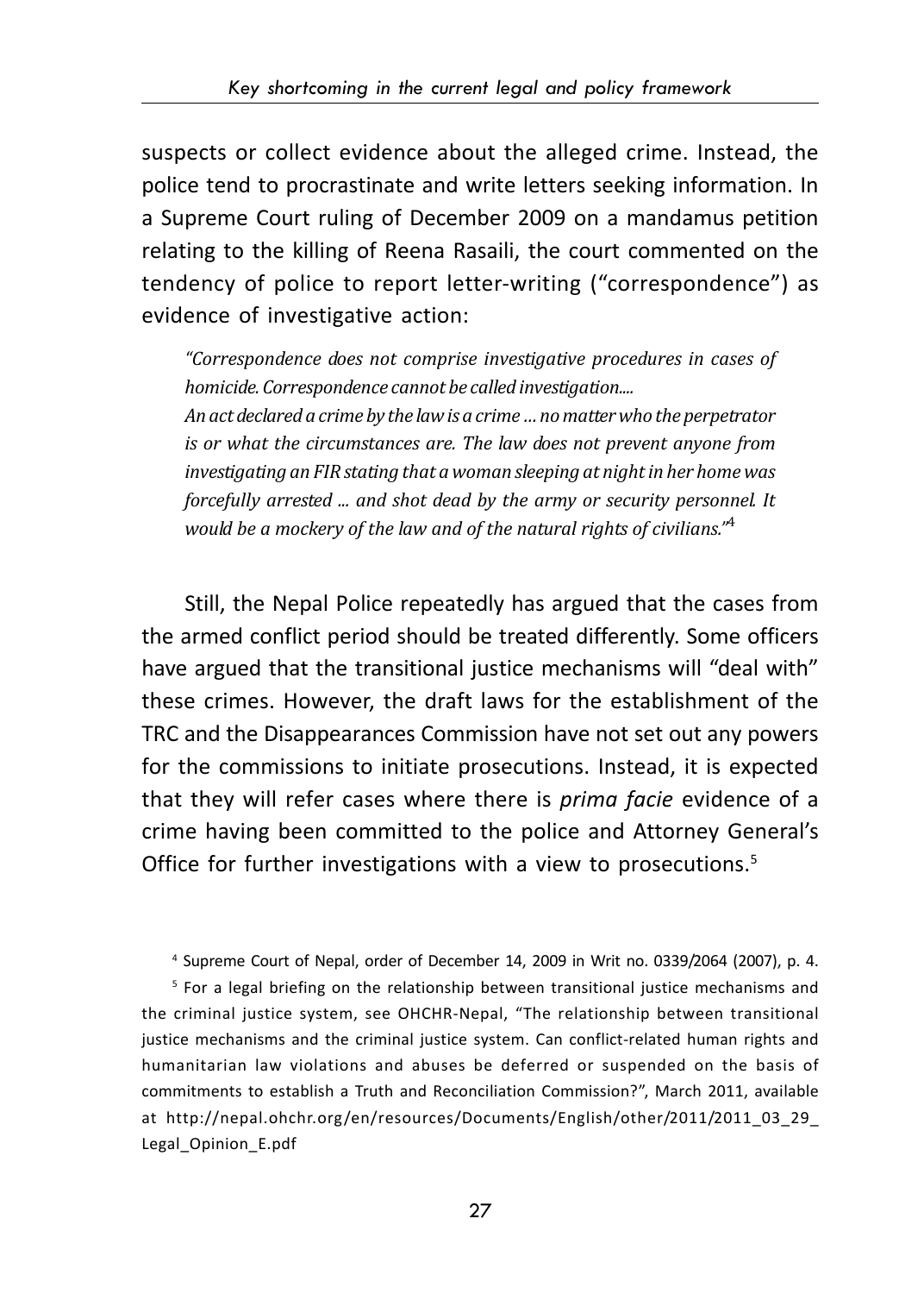suspects or collect evidence about the alleged crime. Instead, the police tend to procrastinate and write letters seeking information. In a Supreme Court ruling of December 2009 on a mandamus petition relating to the killing of Reena Rasaili, the court commented on the tendency of police to report letter-writing ("correspondence") as evidence of investigative action:

> *"Correspondence does not comprise investigative procedures in cases of homicide. Correspondence cannot be called investigation....*
> *An act declared a crime by the law is a crime ... no matter who the perpetrator is or what the circumstances are. The law does not prevent anyone from investigating an FIR stating that a woman sleeping at night in her home was forcefully arrested ... and shot dead by the army or security personnel. It would be a mockery of the law and of the natural rights of civilians."*[4]

Still, the Nepal Police repeatedly has argued that the cases from the armed conflict period should be treated differently. Some officers have argued that the transitional justice mechanisms will "deal with" these crimes. However, the draft laws for the establishment of the TRC and the Disappearances Commission have not set out any powers for the commissions to initiate prosecutions. Instead, it is expected that they will refer cases where there is *prima facie* evidence of a crime having been committed to the police and Attorney General's Office for further investigations with a view to prosecutions.[5]

---

[4] Supreme Court of Nepal, order of December 14, 2009 in Writ no. 0339/2064 (2007), p. 4.

[5] For a legal briefing on the relationship between transitional justice mechanisms and the criminal justice system, see OHCHR-Nepal, "The relationship between transitional justice mechanisms and the criminal justice system. Can conflict-related human rights and humanitarian law violations and abuses be deferred or suspended on the basis of commitments to establish a Truth and Reconciliation Commission?", March 2011, available at http://nepal.ohchr.org/en/resources/Documents/English/other/2011/2011_03_29_Legal_Opinion_E.pdf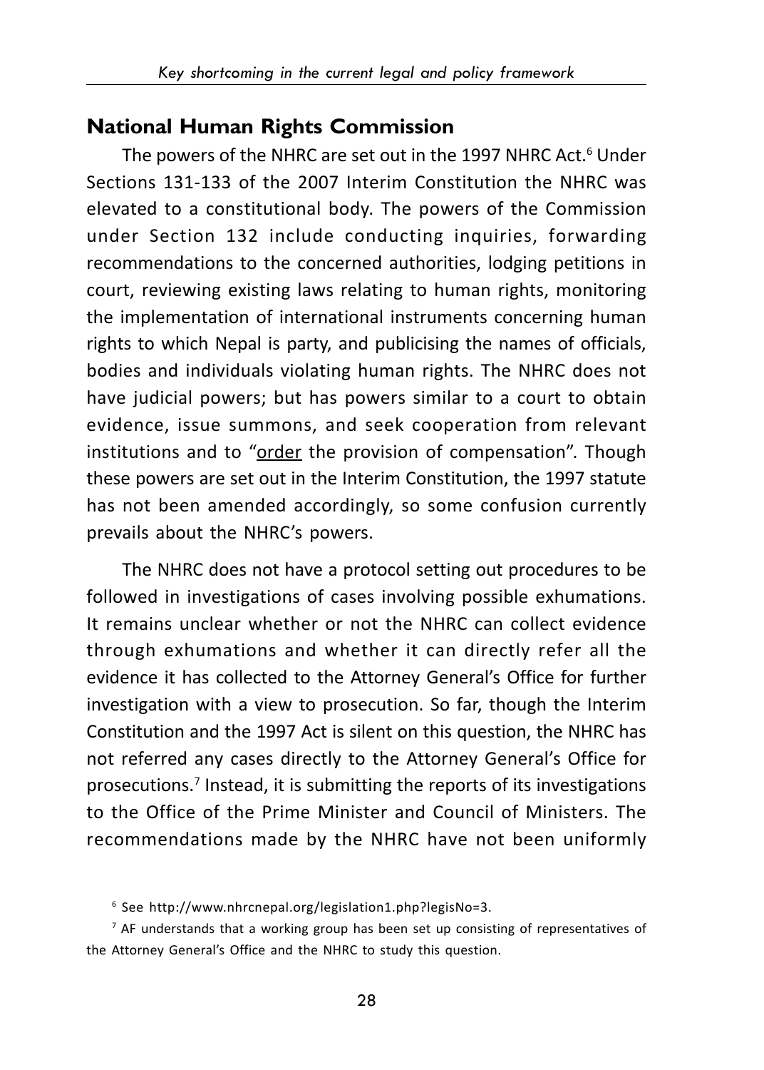## National Human Rights Commission

The powers of the NHRC are set out in the 1997 NHRC Act.[6] Under Sections 131-133 of the 2007 Interim Constitution the NHRC was elevated to a constitutional body. The powers of the Commission under Section 132 include conducting inquiries, forwarding recommendations to the concerned authorities, lodging petitions in court, reviewing existing laws relating to human rights, monitoring the implementation of international instruments concerning human rights to which Nepal is party, and publicising the names of officials, bodies and individuals violating human rights. The NHRC does not have judicial powers; but has powers similar to a court to obtain evidence, issue summons, and seek cooperation from relevant institutions and to "<u>order</u> the provision of compensation". Though these powers are set out in the Interim Constitution, the 1997 statute has not been amended accordingly, so some confusion currently prevails about the NHRC's powers.

The NHRC does not have a protocol setting out procedures to be followed in investigations of cases involving possible exhumations. It remains unclear whether or not the NHRC can collect evidence through exhumations and whether it can directly refer all the evidence it has collected to the Attorney General's Office for further investigation with a view to prosecution. So far, though the Interim Constitution and the 1997 Act is silent on this question, the NHRC has not referred any cases directly to the Attorney General's Office for prosecutions.[7] Instead, it is submitting the reports of its investigations to the Office of the Prime Minister and Council of Ministers. The recommendations made by the NHRC have not been uniformly

[6] See http://www.nhrcnepal.org/legislation1.php?legisNo=3.

[7] AF understands that a working group has been set up consisting of representatives of the Attorney General's Office and the NHRC to study this question.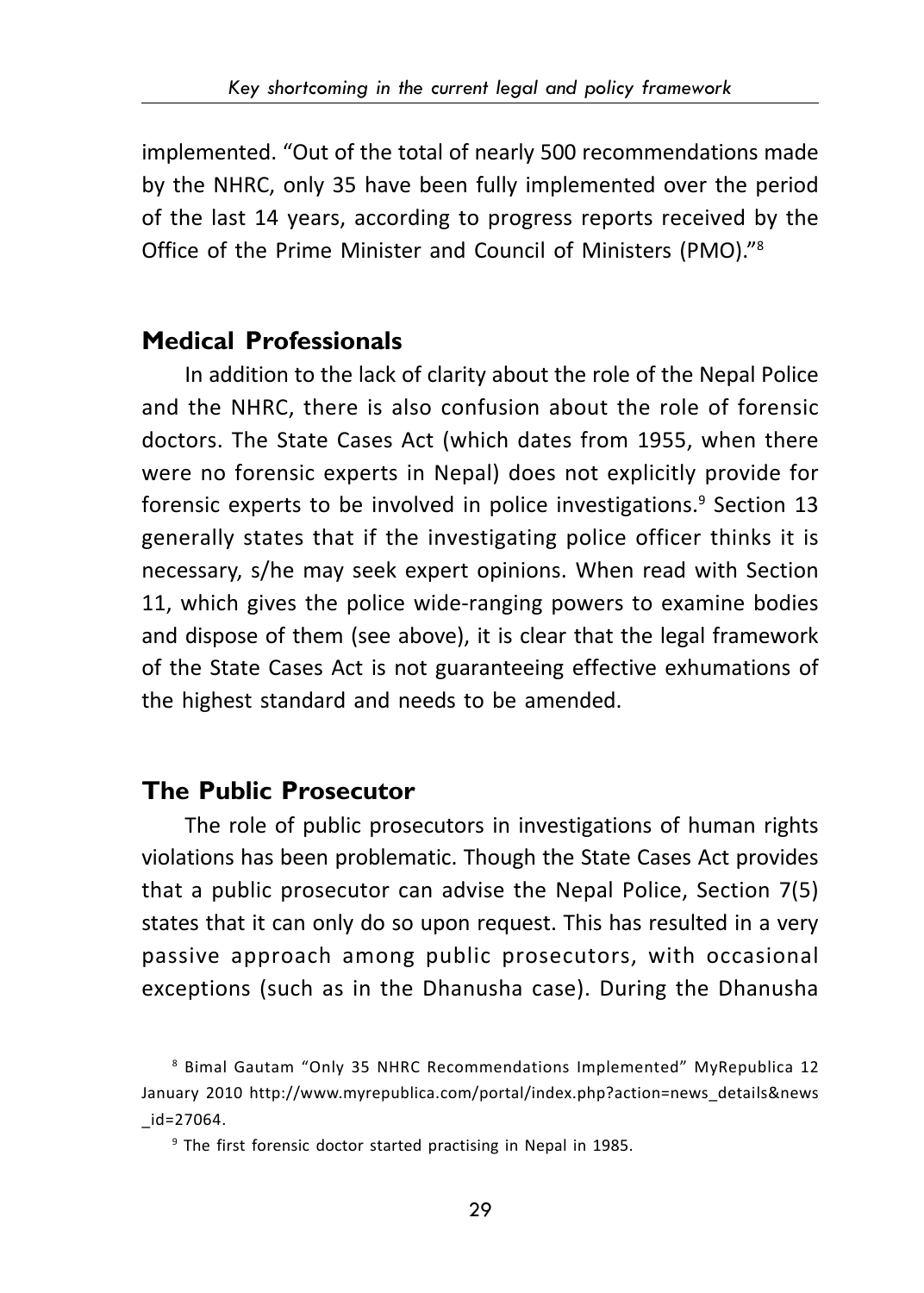implemented. "Out of the total of nearly 500 recommendations made by the NHRC, only 35 have been fully implemented over the period of the last 14 years, according to progress reports received by the Office of the Prime Minister and Council of Ministers (PMO)."[8]

## Medical Professionals

In addition to the lack of clarity about the role of the Nepal Police and the NHRC, there is also confusion about the role of forensic doctors. The State Cases Act (which dates from 1955, when there were no forensic experts in Nepal) does not explicitly provide for forensic experts to be involved in police investigations.[9] Section 13 generally states that if the investigating police officer thinks it is necessary, s/he may seek expert opinions. When read with Section 11, which gives the police wide-ranging powers to examine bodies and dispose of them (see above), it is clear that the legal framework of the State Cases Act is not guaranteeing effective exhumations of the highest standard and needs to be amended.

## The Public Prosecutor

The role of public prosecutors in investigations of human rights violations has been problematic. Though the State Cases Act provides that a public prosecutor can advise the Nepal Police, Section 7(5) states that it can only do so upon request. This has resulted in a very passive approach among public prosecutors, with occasional exceptions (such as in the Dhanusha case). During the Dhanusha

[8] Bimal Gautam "Only 35 NHRC Recommendations Implemented" MyRepublica 12 January 2010 http://www.myrepublica.com/portal/index.php?action=news_details&news_id=27064.

[9] The first forensic doctor started practising in Nepal in 1985.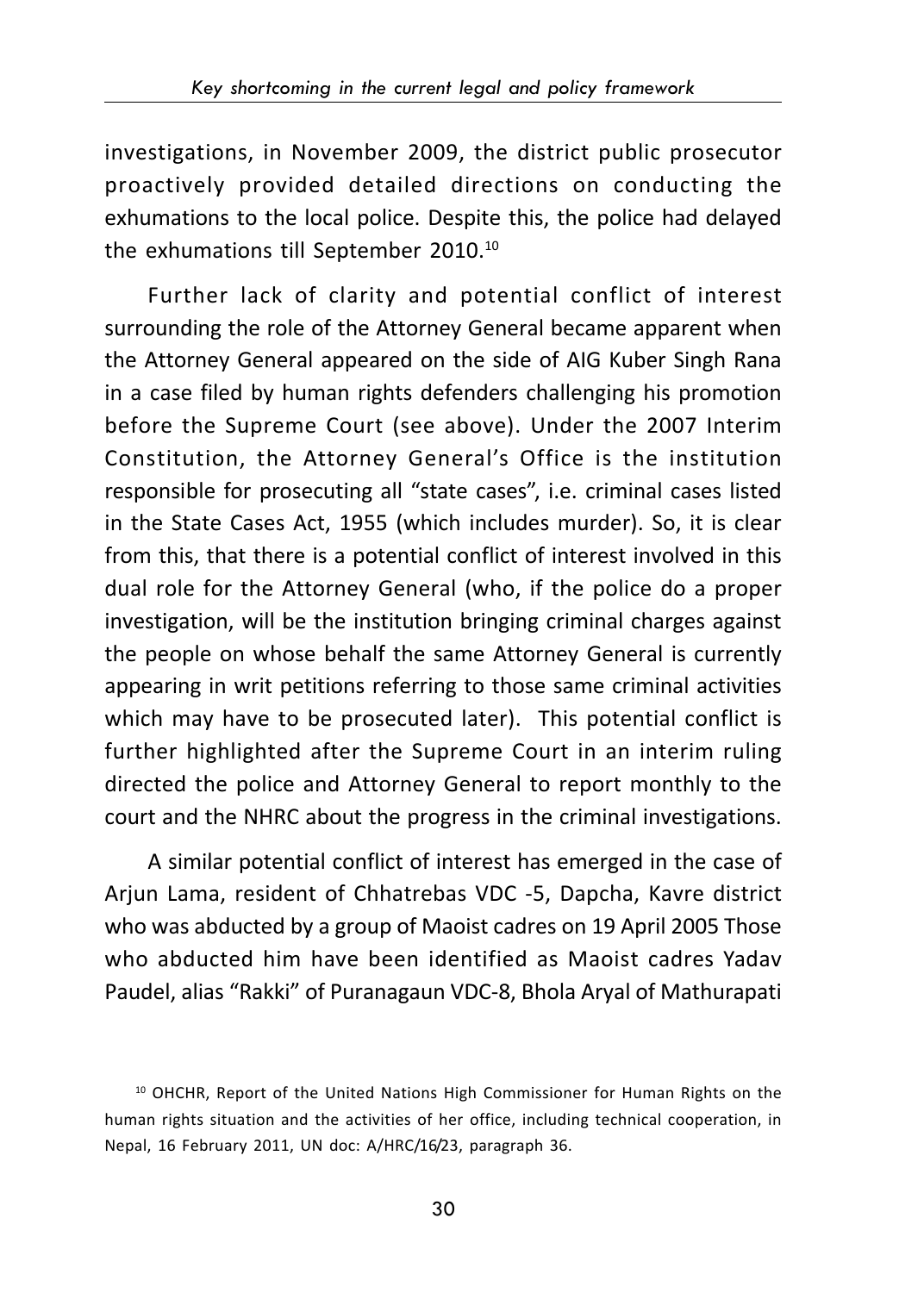investigations, in November 2009, the district public prosecutor proactively provided detailed directions on conducting the exhumations to the local police. Despite this, the police had delayed the exhumations till September 2010.[10]

Further lack of clarity and potential conflict of interest surrounding the role of the Attorney General became apparent when the Attorney General appeared on the side of AIG Kuber Singh Rana in a case filed by human rights defenders challenging his promotion before the Supreme Court (see above). Under the 2007 Interim Constitution, the Attorney General's Office is the institution responsible for prosecuting all "state cases", i.e. criminal cases listed in the State Cases Act, 1955 (which includes murder). So, it is clear from this, that there is a potential conflict of interest involved in this dual role for the Attorney General (who, if the police do a proper investigation, will be the institution bringing criminal charges against the people on whose behalf the same Attorney General is currently appearing in writ petitions referring to those same criminal activities which may have to be prosecuted later). This potential conflict is further highlighted after the Supreme Court in an interim ruling directed the police and Attorney General to report monthly to the court and the NHRC about the progress in the criminal investigations.

A similar potential conflict of interest has emerged in the case of Arjun Lama, resident of Chhatrebas VDC -5, Dapcha, Kavre district who was abducted by a group of Maoist cadres on 19 April 2005 Those who abducted him have been identified as Maoist cadres Yadav Paudel, alias "Rakki" of Puranagaun VDC-8, Bhola Aryal of Mathurapati

[10] OHCHR, Report of the United Nations High Commissioner for Human Rights on the human rights situation and the activities of her office, including technical cooperation, in Nepal, 16 February 2011, UN doc: A/HRC/16/23, paragraph 36.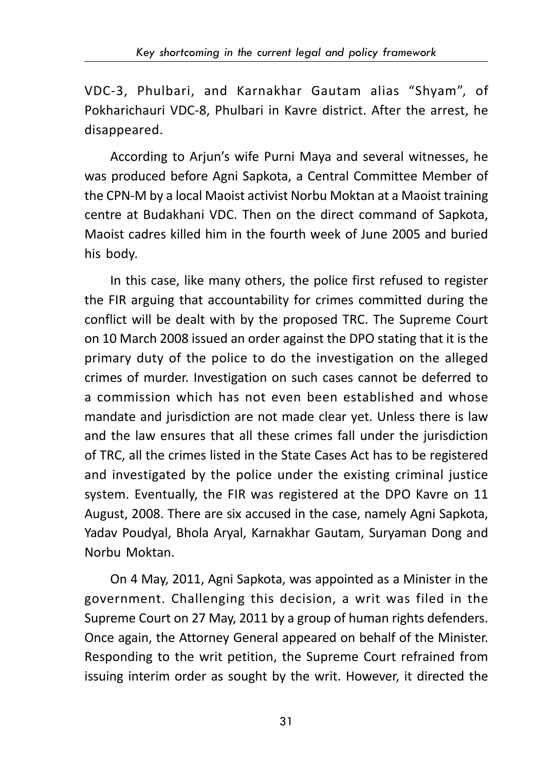VDC-3, Phulbari, and Karnakhar Gautam alias "Shyam", of Pokharichauri VDC-8, Phulbari in Kavre district. After the arrest, he disappeared.

According to Arjun's wife Purni Maya and several witnesses, he was produced before Agni Sapkota, a Central Committee Member of the CPN-M by a local Maoist activist Norbu Moktan at a Maoist training centre at Budakhani VDC. Then on the direct command of Sapkota, Maoist cadres killed him in the fourth week of June 2005 and buried his body.

In this case, like many others, the police first refused to register the FIR arguing that accountability for crimes committed during the conflict will be dealt with by the proposed TRC. The Supreme Court on 10 March 2008 issued an order against the DPO stating that it is the primary duty of the police to do the investigation on the alleged crimes of murder. Investigation on such cases cannot be deferred to a commission which has not even been established and whose mandate and jurisdiction are not made clear yet. Unless there is law and the law ensures that all these crimes fall under the jurisdiction of TRC, all the crimes listed in the State Cases Act has to be registered and investigated by the police under the existing criminal justice system. Eventually, the FIR was registered at the DPO Kavre on 11 August, 2008. There are six accused in the case, namely Agni Sapkota, Yadav Poudyal, Bhola Aryal, Karnakhar Gautam, Suryaman Dong and Norbu Moktan.

On 4 May, 2011, Agni Sapkota, was appointed as a Minister in the government. Challenging this decision, a writ was filed in the Supreme Court on 27 May, 2011 by a group of human rights defenders. Once again, the Attorney General appeared on behalf of the Minister. Responding to the writ petition, the Supreme Court refrained from issuing interim order as sought by the writ. However, it directed the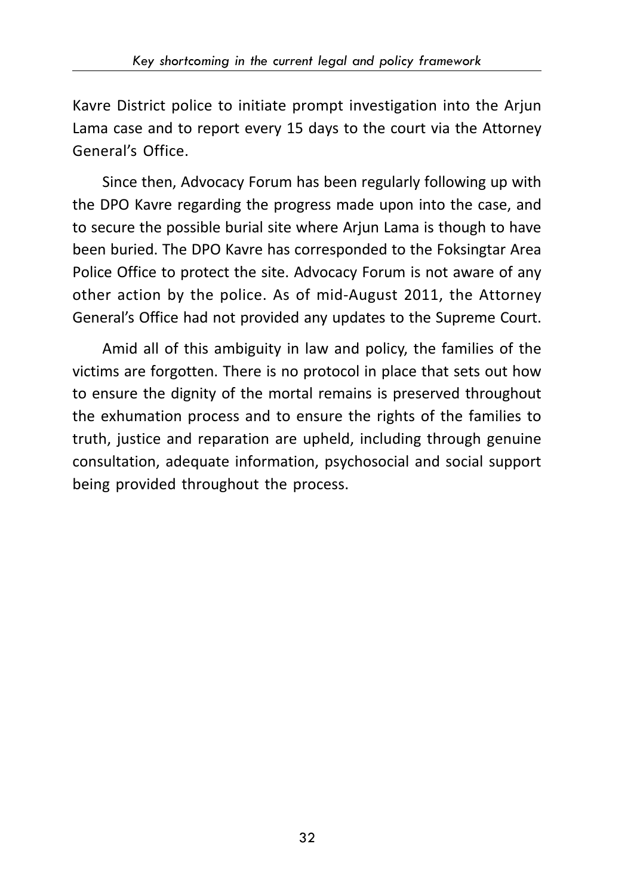Kavre District police to initiate prompt investigation into the Arjun Lama case and to report every 15 days to the court via the Attorney General's Office.

Since then, Advocacy Forum has been regularly following up with the DPO Kavre regarding the progress made upon into the case, and to secure the possible burial site where Arjun Lama is though to have been buried. The DPO Kavre has corresponded to the Foksingtar Area Police Office to protect the site. Advocacy Forum is not aware of any other action by the police. As of mid-August 2011, the Attorney General's Office had not provided any updates to the Supreme Court.

Amid all of this ambiguity in law and policy, the families of the victims are forgotten. There is no protocol in place that sets out how to ensure the dignity of the mortal remains is preserved throughout the exhumation process and to ensure the rights of the families to truth, justice and reparation are upheld, including through genuine consultation, adequate information, psychosocial and social support being provided throughout the process.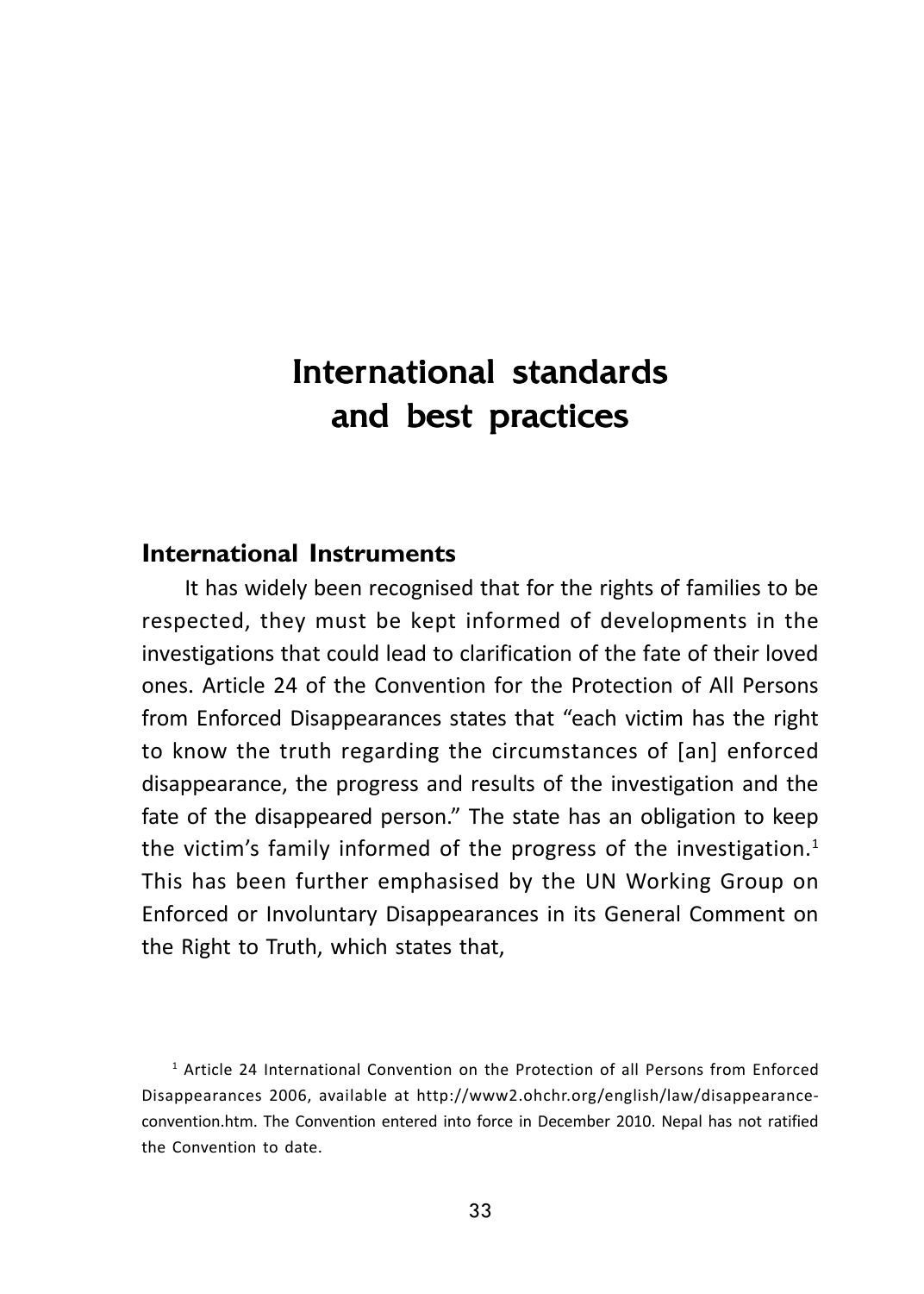# International standards and best practices

## International Instruments

It has widely been recognised that for the rights of families to be respected, they must be kept informed of developments in the investigations that could lead to clarification of the fate of their loved ones. Article 24 of the Convention for the Protection of All Persons from Enforced Disappearances states that "each victim has the right to know the truth regarding the circumstances of [an] enforced disappearance, the progress and results of the investigation and the fate of the disappeared person." The state has an obligation to keep the victim's family informed of the progress of the investigation.[1] This has been further emphasised by the UN Working Group on Enforced or Involuntary Disappearances in its General Comment on the Right to Truth, which states that,

[1] Article 24 International Convention on the Protection of all Persons from Enforced Disappearances 2006, available at http://www2.ohchr.org/english/law/disappearance-convention.htm. The Convention entered into force in December 2010. Nepal has not ratified the Convention to date.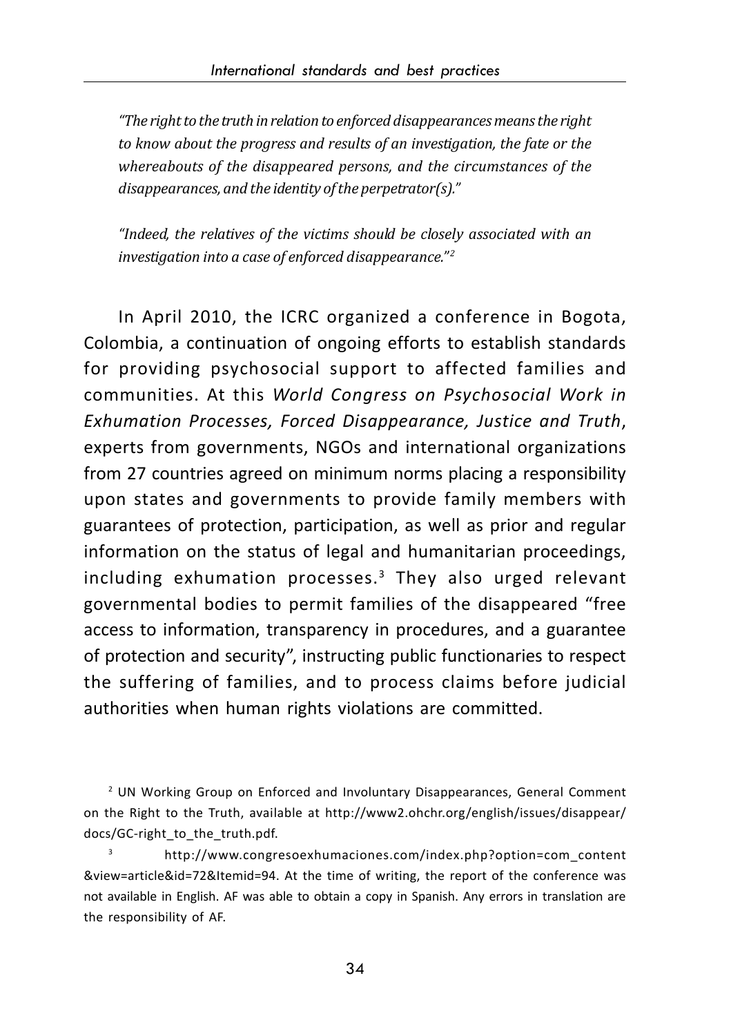*"The right to the truth in relation to enforced disappearances means the right to know about the progress and results of an investigation, the fate or the whereabouts of the disappeared persons, and the circumstances of the disappearances, and the identity of the perpetrator(s)."*

*"Indeed, the relatives of the victims should be closely associated with an investigation into a case of enforced disappearance."*[2]

In April 2010, the ICRC organized a conference in Bogota, Colombia, a continuation of ongoing efforts to establish standards for providing psychosocial support to affected families and communities. At this *World Congress on Psychosocial Work in Exhumation Processes, Forced Disappearance, Justice and Truth*, experts from governments, NGOs and international organizations from 27 countries agreed on minimum norms placing a responsibility upon states and governments to provide family members with guarantees of protection, participation, as well as prior and regular information on the status of legal and humanitarian proceedings, including exhumation processes.[3] They also urged relevant governmental bodies to permit families of the disappeared "free access to information, transparency in procedures, and a guarantee of protection and security", instructing public functionaries to respect the suffering of families, and to process claims before judicial authorities when human rights violations are committed.

[2] UN Working Group on Enforced and Involuntary Disappearances, General Comment on the Right to the Truth, available at http://www2.ohchr.org/english/issues/disappear/docs/GC-right_to_the_truth.pdf.

[3] http://www.congresoexhumaciones.com/index.php?option=com_content&view=article&id=72&Itemid=94. At the time of writing, the report of the conference was not available in English. AF was able to obtain a copy in Spanish. Any errors in translation are the responsibility of AF.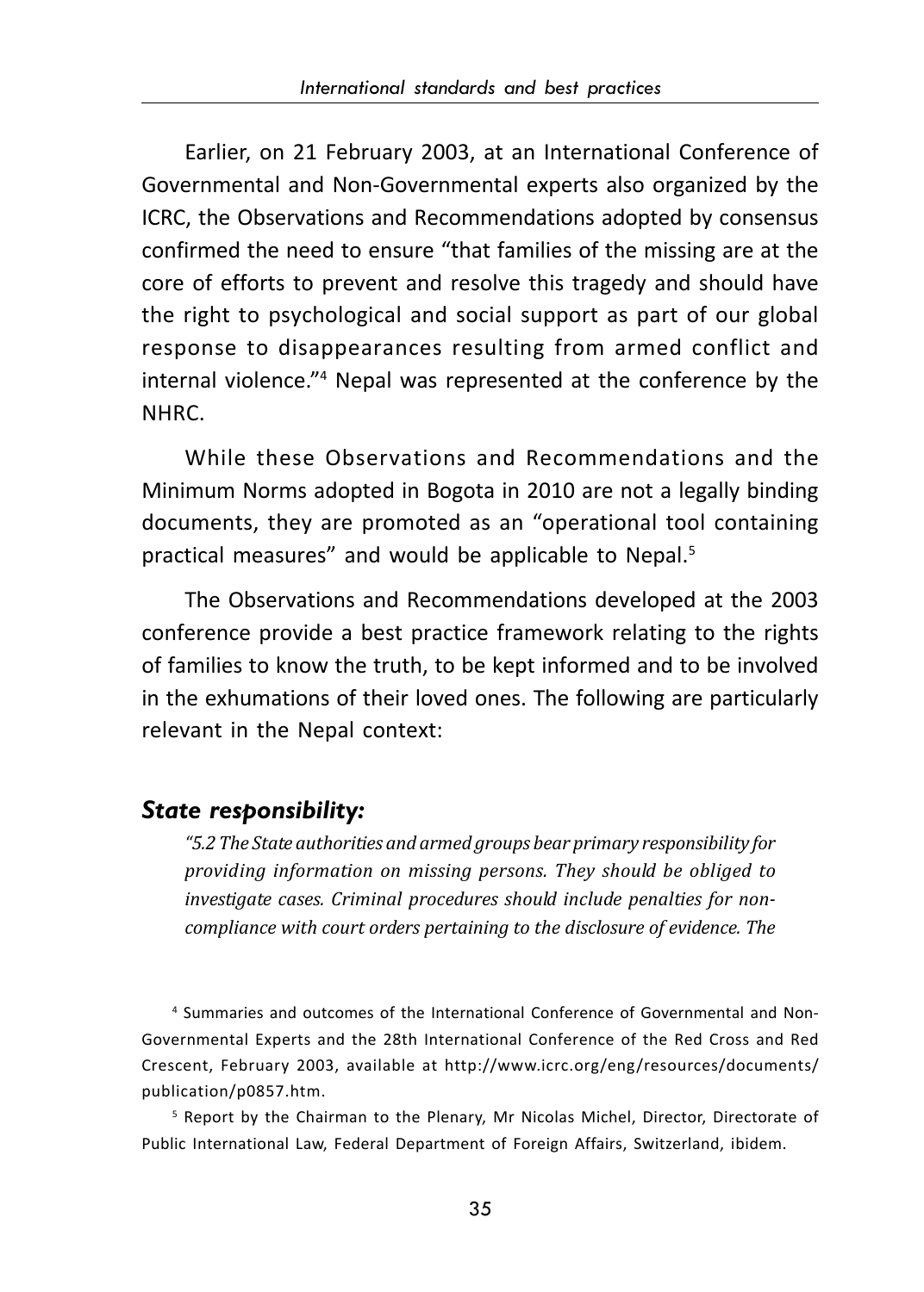Earlier, on 21 February 2003, at an International Conference of Governmental and Non-Governmental experts also organized by the ICRC, the Observations and Recommendations adopted by consensus confirmed the need to ensure "that families of the missing are at the core of efforts to prevent and resolve this tragedy and should have the right to psychological and social support as part of our global response to disappearances resulting from armed conflict and internal violence."[4] Nepal was represented at the conference by the NHRC.

While these Observations and Recommendations and the Minimum Norms adopted in Bogota in 2010 are not a legally binding documents, they are promoted as an "operational tool containing practical measures" and would be applicable to Nepal.[5]

The Observations and Recommendations developed at the 2003 conference provide a best practice framework relating to the rights of families to know the truth, to be kept informed and to be involved in the exhumations of their loved ones. The following are particularly relevant in the Nepal context:

### *State responsibility:*

*"5.2 The State authorities and armed groups bear primary responsibility for providing information on missing persons. They should be obliged to investigate cases. Criminal procedures should include penalties for non-compliance with court orders pertaining to the disclosure of evidence. The*

[4] Summaries and outcomes of the International Conference of Governmental and Non-Governmental Experts and the 28th International Conference of the Red Cross and Red Crescent, February 2003, available at http://www.icrc.org/eng/resources/documents/publication/p0857.htm.

[5] Report by the Chairman to the Plenary, Mr Nicolas Michel, Director, Directorate of Public International Law, Federal Department of Foreign Affairs, Switzerland, ibidem.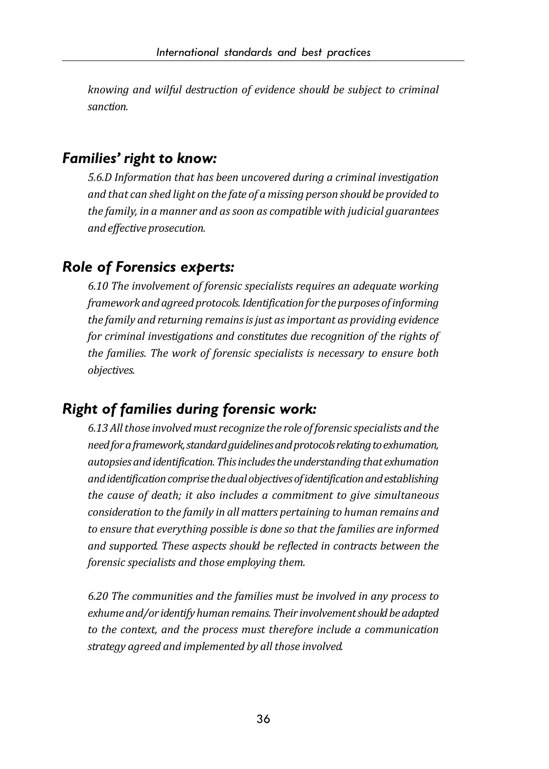*knowing and wilful destruction of evidence should be subject to criminal sanction.*

## *Families' right to know:*

*5.6.D Information that has been uncovered during a criminal investigation and that can shed light on the fate of a missing person should be provided to the family, in a manner and as soon as compatible with judicial guarantees and effective prosecution.*

## *Role of Forensics experts:*

*6.10 The involvement of forensic specialists requires an adequate working framework and agreed protocols. Identification for the purposes of informing the family and returning remains is just as important as providing evidence for criminal investigations and constitutes due recognition of the rights of the families. The work of forensic specialists is necessary to ensure both objectives.*

## *Right of families during forensic work:*

*6.13 All those involved must recognize the role of forensic specialists and the need for a framework, standard guidelines and protocols relating to exhumation, autopsies and identification. This includes the understanding that exhumation and identification comprise the dual objectives of identification and establishing the cause of death; it also includes a commitment to give simultaneous consideration to the family in all matters pertaining to human remains and to ensure that everything possible is done so that the families are informed and supported. These aspects should be reflected in contracts between the forensic specialists and those employing them.*

*6.20 The communities and the families must be involved in any process to exhume and/or identify human remains. Their involvement should be adapted to the context, and the process must therefore include a communication strategy agreed and implemented by all those involved.*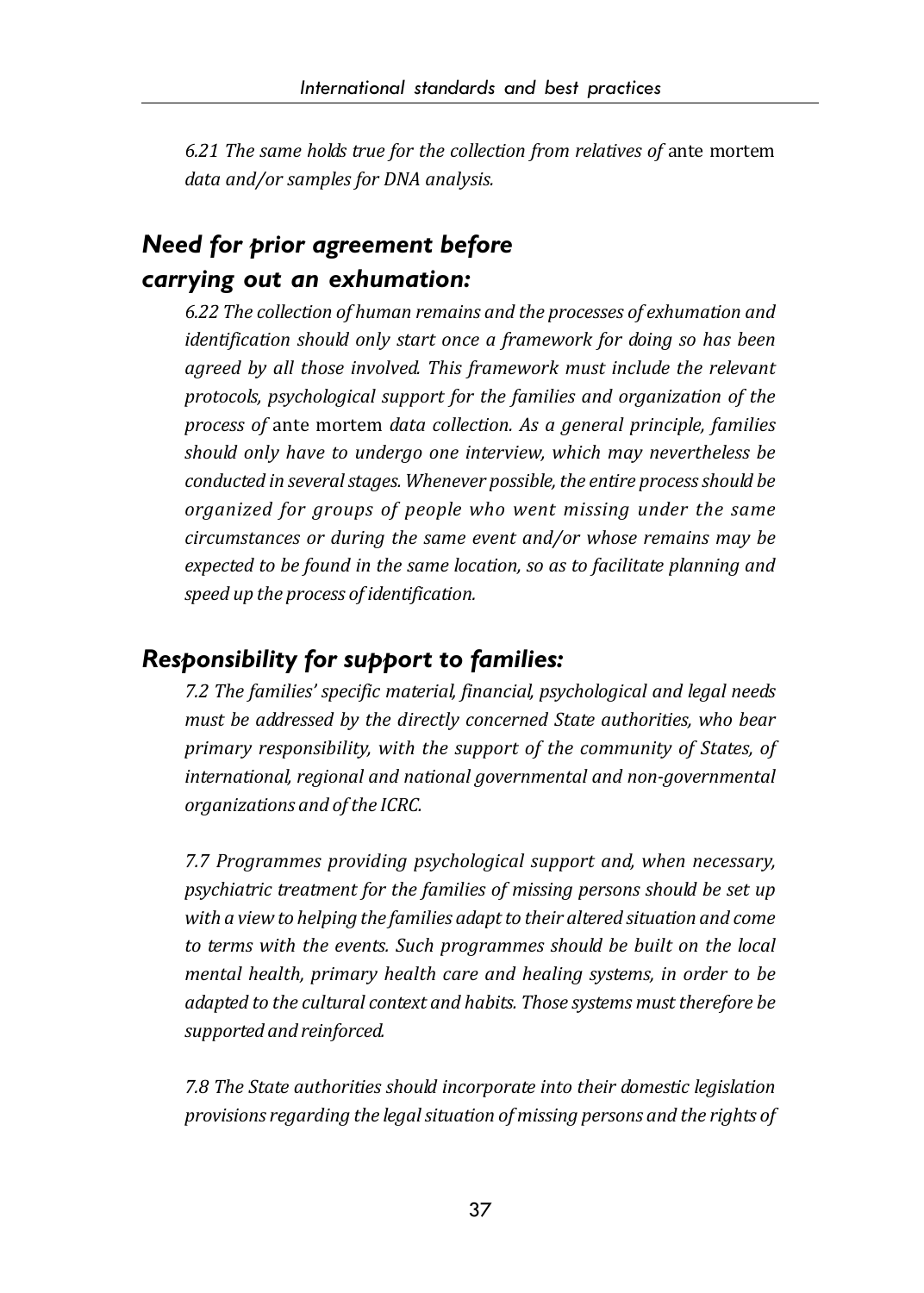*6.21 The same holds true for the collection from relatives of* ante mortem *data and/or samples for DNA analysis.*

## *Need for prior agreement before carrying out an exhumation:*

*6.22 The collection of human remains and the processes of exhumation and identification should only start once a framework for doing so has been agreed by all those involved. This framework must include the relevant protocols, psychological support for the families and organization of the process of* ante mortem *data collection. As a general principle, families should only have to undergo one interview, which may nevertheless be conducted in several stages. Whenever possible, the entire process should be organized for groups of people who went missing under the same circumstances or during the same event and/or whose remains may be expected to be found in the same location, so as to facilitate planning and speed up the process of identification.*

## *Responsibility for support to families:*

*7.2 The families' specific material, financial, psychological and legal needs must be addressed by the directly concerned State authorities, who bear primary responsibility, with the support of the community of States, of international, regional and national governmental and non-governmental organizations and of the ICRC.*

*7.7 Programmes providing psychological support and, when necessary, psychiatric treatment for the families of missing persons should be set up with a view to helping the families adapt to their altered situation and come to terms with the events. Such programmes should be built on the local mental health, primary health care and healing systems, in order to be adapted to the cultural context and habits. Those systems must therefore be supported and reinforced.*

*7.8 The State authorities should incorporate into their domestic legislation provisions regarding the legal situation of missing persons and the rights of*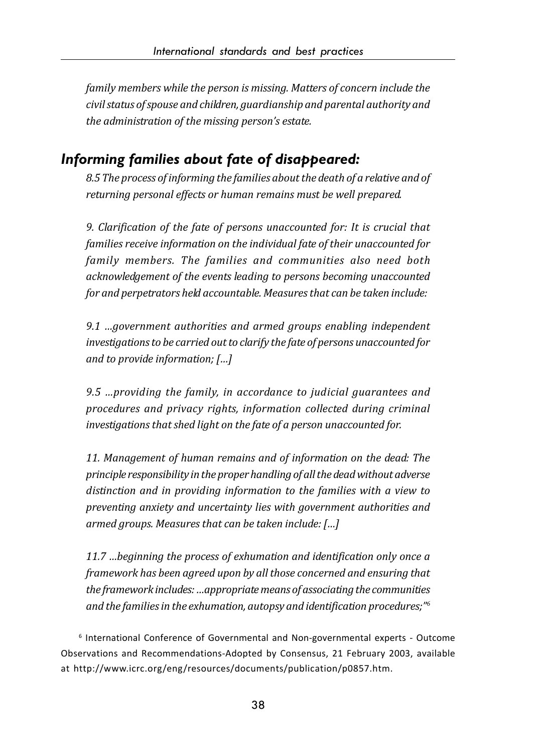*family members while the person is missing. Matters of concern include the civil status of spouse and children, guardianship and parental authority and the administration of the missing person's estate.*

## *Informing families about fate of disappeared:*

*8.5 The process of informing the families about the death of a relative and of returning personal effects or human remains must be well prepared.*

*9. Clarification of the fate of persons unaccounted for: It is crucial that families receive information on the individual fate of their unaccounted for family members. The families and communities also need both acknowledgement of the events leading to persons becoming unaccounted for and perpetrators held accountable. Measures that can be taken include:*

*9.1 ...government authorities and armed groups enabling independent investigations to be carried out to clarify the fate of persons unaccounted for and to provide information; [...]*

*9.5 ...providing the family, in accordance to judicial guarantees and procedures and privacy rights, information collected during criminal investigations that shed light on the fate of a person unaccounted for.*

*11. Management of human remains and of information on the dead: The principle responsibility in the proper handling of all the dead without adverse distinction and in providing information to the families with a view to preventing anxiety and uncertainty lies with government authorities and armed groups. Measures that can be taken include: [...]*

*11.7 ...beginning the process of exhumation and identification only once a framework has been agreed upon by all those concerned and ensuring that the framework includes: ...appropriate means of associating the communities and the families in the exhumation, autopsy and identification procedures;"*[6]

[6] International Conference of Governmental and Non-governmental experts - Outcome Observations and Recommendations-Adopted by Consensus, 21 February 2003, available at http://www.icrc.org/eng/resources/documents/publication/p0857.htm.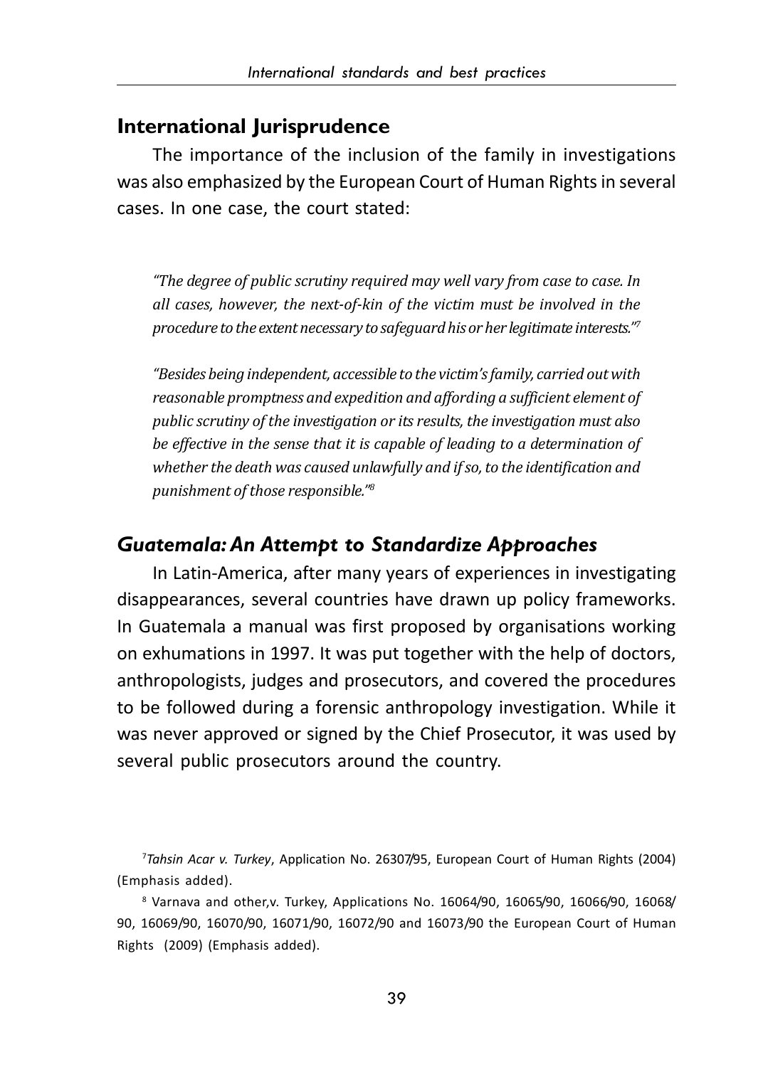## International Jurisprudence

The importance of the inclusion of the family in investigations was also emphasized by the European Court of Human Rights in several cases. In one case, the court stated:

> *"The degree of public scrutiny required may well vary from case to case. In all cases, however, the next-of-kin of the victim must be involved in the procedure to the extent necessary to safeguard his or her legitimate interests."*[7]

> *"Besides being independent, accessible to the victim's family, carried out with reasonable promptness and expedition and affording a sufficient element of public scrutiny of the investigation or its results, the investigation must also be effective in the sense that it is capable of leading to a determination of whether the death was caused unlawfully and if so, to the identification and punishment of those responsible."*[8]

### *Guatemala: An Attempt to Standardize Approaches*

In Latin-America, after many years of experiences in investigating disappearances, several countries have drawn up policy frameworks. In Guatemala a manual was first proposed by organisations working on exhumations in 1997. It was put together with the help of doctors, anthropologists, judges and prosecutors, and covered the procedures to be followed during a forensic anthropology investigation. While it was never approved or signed by the Chief Prosecutor, it was used by several public prosecutors around the country.

---

[7] *Tahsin Acar v. Turkey*, Application No. 26307/95, European Court of Human Rights (2004) (Emphasis added).

[8] Varnava and other,v. Turkey, Applications No. 16064/90, 16065/90, 16066/90, 16068/90, 16069/90, 16070/90, 16071/90, 16072/90 and 16073/90 the European Court of Human Rights (2009) (Emphasis added).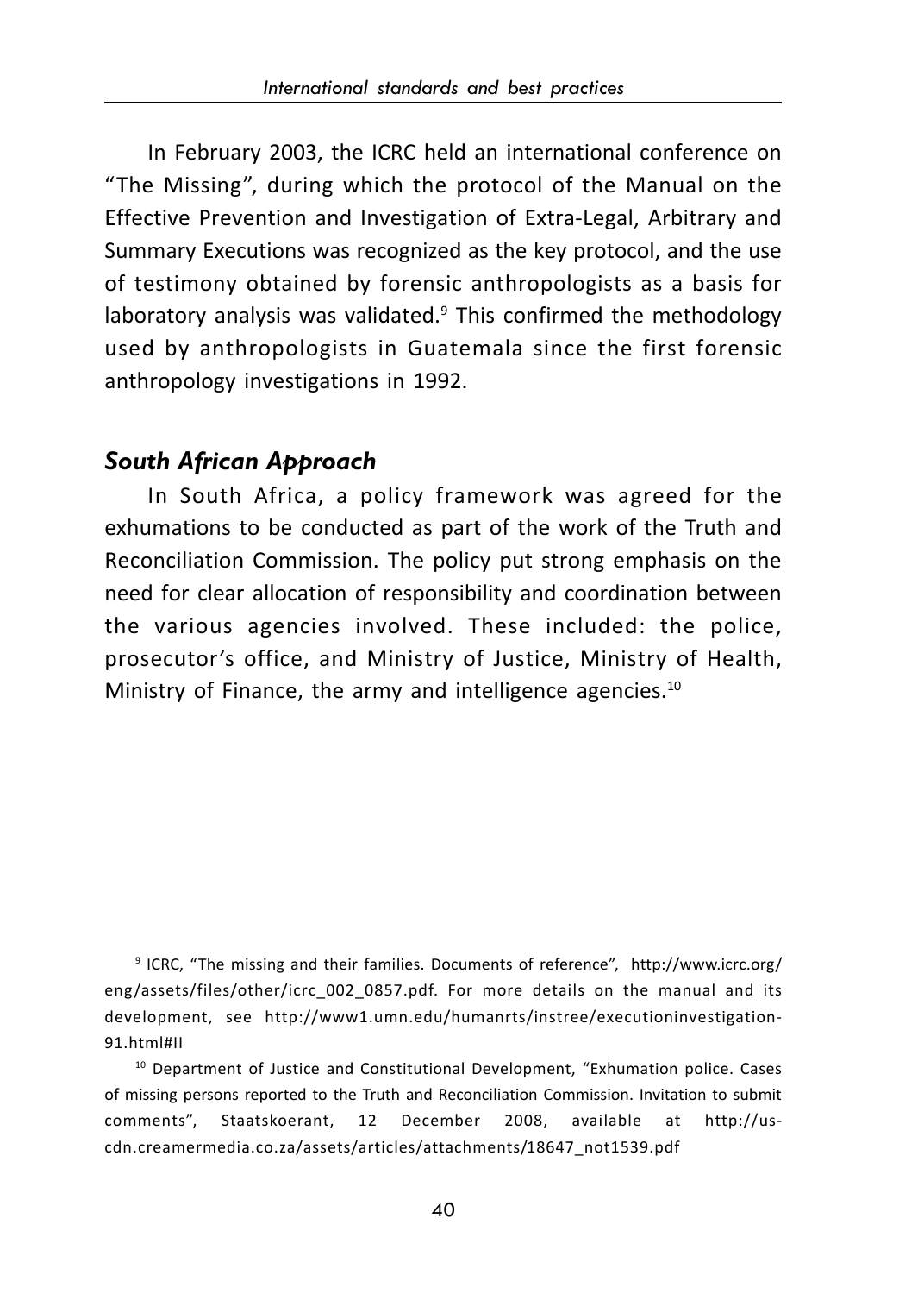In February 2003, the ICRC held an international conference on "The Missing", during which the protocol of the Manual on the Effective Prevention and Investigation of Extra-Legal, Arbitrary and Summary Executions was recognized as the key protocol, and the use of testimony obtained by forensic anthropologists as a basis for laboratory analysis was validated.[9] This confirmed the methodology used by anthropologists in Guatemala since the first forensic anthropology investigations in 1992.

### *South African Approach*

In South Africa, a policy framework was agreed for the exhumations to be conducted as part of the work of the Truth and Reconciliation Commission. The policy put strong emphasis on the need for clear allocation of responsibility and coordination between the various agencies involved. These included: the police, prosecutor's office, and Ministry of Justice, Ministry of Health, Ministry of Finance, the army and intelligence agencies.[10]

---

[9] ICRC, "The missing and their families. Documents of reference", http://www.icrc.org/eng/assets/files/other/icrc_002_0857.pdf. For more details on the manual and its development, see http://www1.umn.edu/humanrts/instree/executioninvestigation-91.html#II

[10] Department of Justice and Constitutional Development, "Exhumation police. Cases of missing persons reported to the Truth and Reconciliation Commission. Invitation to submit comments", Staatskoerant, 12 December 2008, available at http://us-cdn.creamermedia.co.za/assets/articles/attachments/18647_not1539.pdf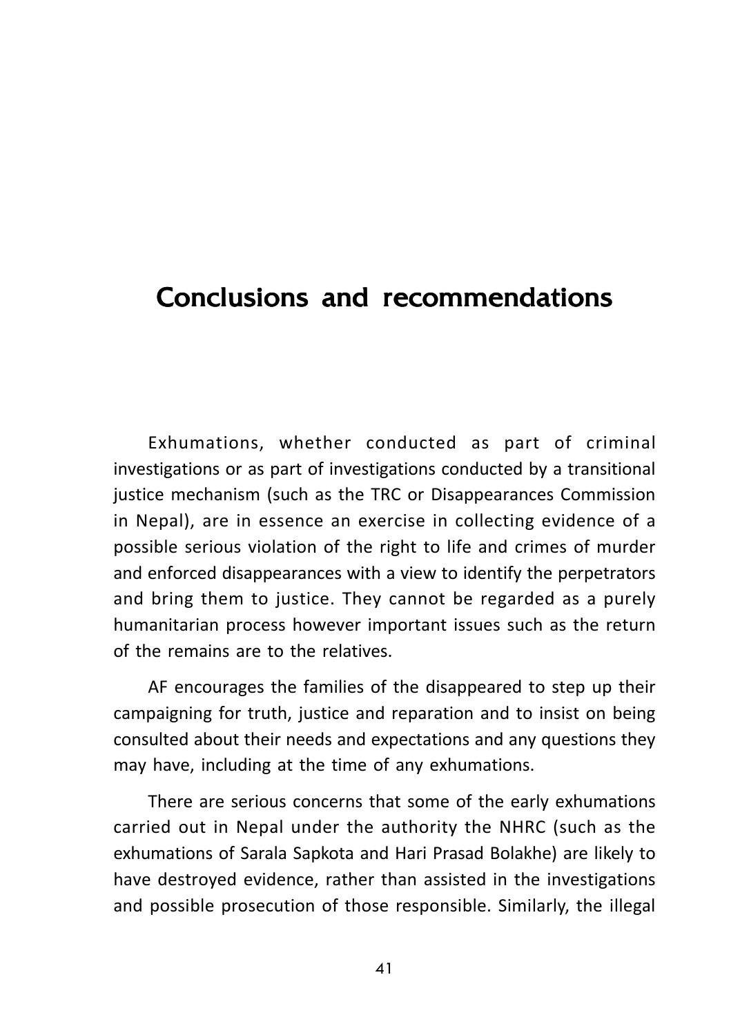# Conclusions and recommendations

Exhumations, whether conducted as part of criminal investigations or as part of investigations conducted by a transitional justice mechanism (such as the TRC or Disappearances Commission in Nepal), are in essence an exercise in collecting evidence of a possible serious violation of the right to life and crimes of murder and enforced disappearances with a view to identify the perpetrators and bring them to justice. They cannot be regarded as a purely humanitarian process however important issues such as the return of the remains are to the relatives.

AF encourages the families of the disappeared to step up their campaigning for truth, justice and reparation and to insist on being consulted about their needs and expectations and any questions they may have, including at the time of any exhumations.

There are serious concerns that some of the early exhumations carried out in Nepal under the authority the NHRC (such as the exhumations of Sarala Sapkota and Hari Prasad Bolakhe) are likely to have destroyed evidence, rather than assisted in the investigations and possible prosecution of those responsible. Similarly, the illegal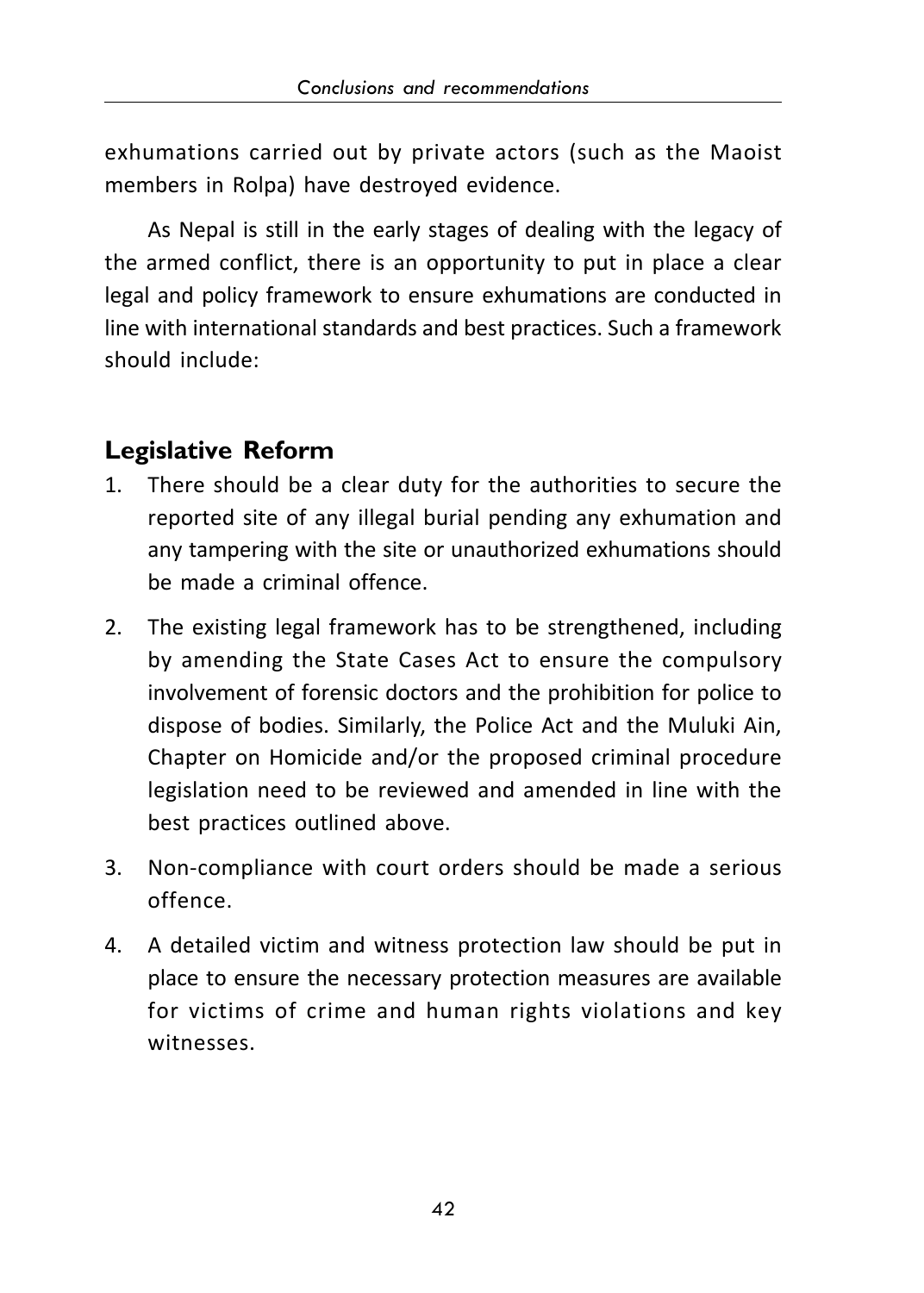exhumations carried out by private actors (such as the Maoist members in Rolpa) have destroyed evidence.

As Nepal is still in the early stages of dealing with the legacy of the armed conflict, there is an opportunity to put in place a clear legal and policy framework to ensure exhumations are conducted in line with international standards and best practices. Such a framework should include:

## Legislative Reform

1. There should be a clear duty for the authorities to secure the reported site of any illegal burial pending any exhumation and any tampering with the site or unauthorized exhumations should be made a criminal offence.
2. The existing legal framework has to be strengthened, including by amending the State Cases Act to ensure the compulsory involvement of forensic doctors and the prohibition for police to dispose of bodies. Similarly, the Police Act and the Muluki Ain, Chapter on Homicide and/or the proposed criminal procedure legislation need to be reviewed and amended in line with the best practices outlined above.
3. Non-compliance with court orders should be made a serious offence.
4. A detailed victim and witness protection law should be put in place to ensure the necessary protection measures are available for victims of crime and human rights violations and key witnesses.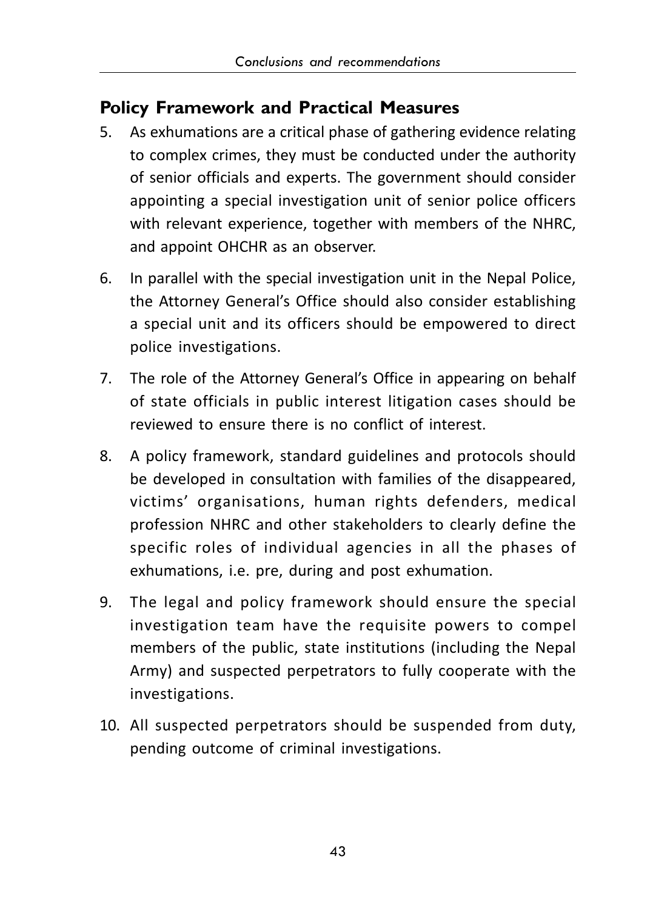## Policy Framework and Practical Measures

5. As exhumations are a critical phase of gathering evidence relating to complex crimes, they must be conducted under the authority of senior officials and experts. The government should consider appointing a special investigation unit of senior police officers with relevant experience, together with members of the NHRC, and appoint OHCHR as an observer.

6. In parallel with the special investigation unit in the Nepal Police, the Attorney General's Office should also consider establishing a special unit and its officers should be empowered to direct police investigations.

7. The role of the Attorney General's Office in appearing on behalf of state officials in public interest litigation cases should be reviewed to ensure there is no conflict of interest.

8. A policy framework, standard guidelines and protocols should be developed in consultation with families of the disappeared, victims' organisations, human rights defenders, medical profession NHRC and other stakeholders to clearly define the specific roles of individual agencies in all the phases of exhumations, i.e. pre, during and post exhumation.

9. The legal and policy framework should ensure the special investigation team have the requisite powers to compel members of the public, state institutions (including the Nepal Army) and suspected perpetrators to fully cooperate with the investigations.

10. All suspected perpetrators should be suspended from duty, pending outcome of criminal investigations.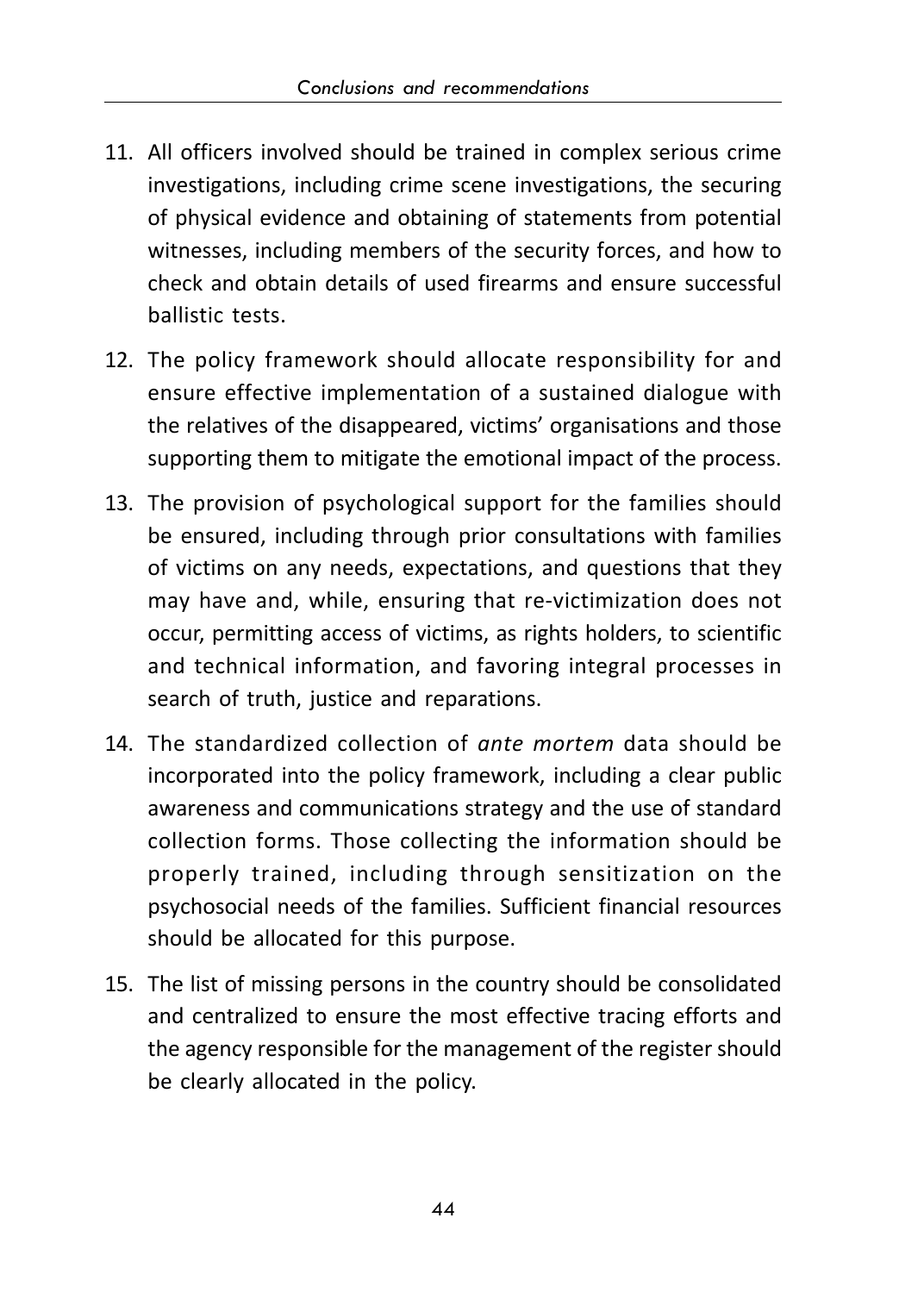11. All officers involved should be trained in complex serious crime investigations, including crime scene investigations, the securing of physical evidence and obtaining of statements from potential witnesses, including members of the security forces, and how to check and obtain details of used firearms and ensure successful ballistic tests.

12. The policy framework should allocate responsibility for and ensure effective implementation of a sustained dialogue with the relatives of the disappeared, victims' organisations and those supporting them to mitigate the emotional impact of the process.

13. The provision of psychological support for the families should be ensured, including through prior consultations with families of victims on any needs, expectations, and questions that they may have and, while, ensuring that re-victimization does not occur, permitting access of victims, as rights holders, to scientific and technical information, and favoring integral processes in search of truth, justice and reparations.

14. The standardized collection of *ante mortem* data should be incorporated into the policy framework, including a clear public awareness and communications strategy and the use of standard collection forms. Those collecting the information should be properly trained, including through sensitization on the psychosocial needs of the families. Sufficient financial resources should be allocated for this purpose.

15. The list of missing persons in the country should be consolidated and centralized to ensure the most effective tracing efforts and the agency responsible for the management of the register should be clearly allocated in the policy.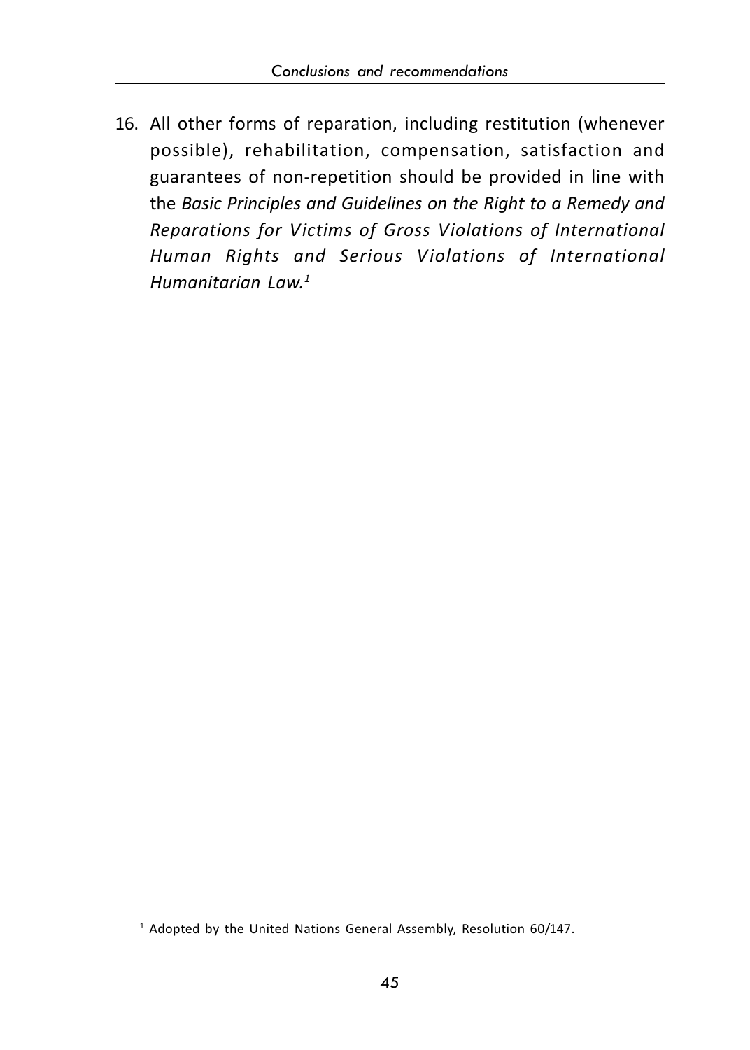16. All other forms of reparation, including restitution (whenever possible), rehabilitation, compensation, satisfaction and guarantees of non-repetition should be provided in line with the *Basic Principles and Guidelines on the Right to a Remedy and Reparations for Victims of Gross Violations of International Human Rights and Serious Violations of International Humanitarian Law.*[1]

[1] Adopted by the United Nations General Assembly, Resolution 60/147.